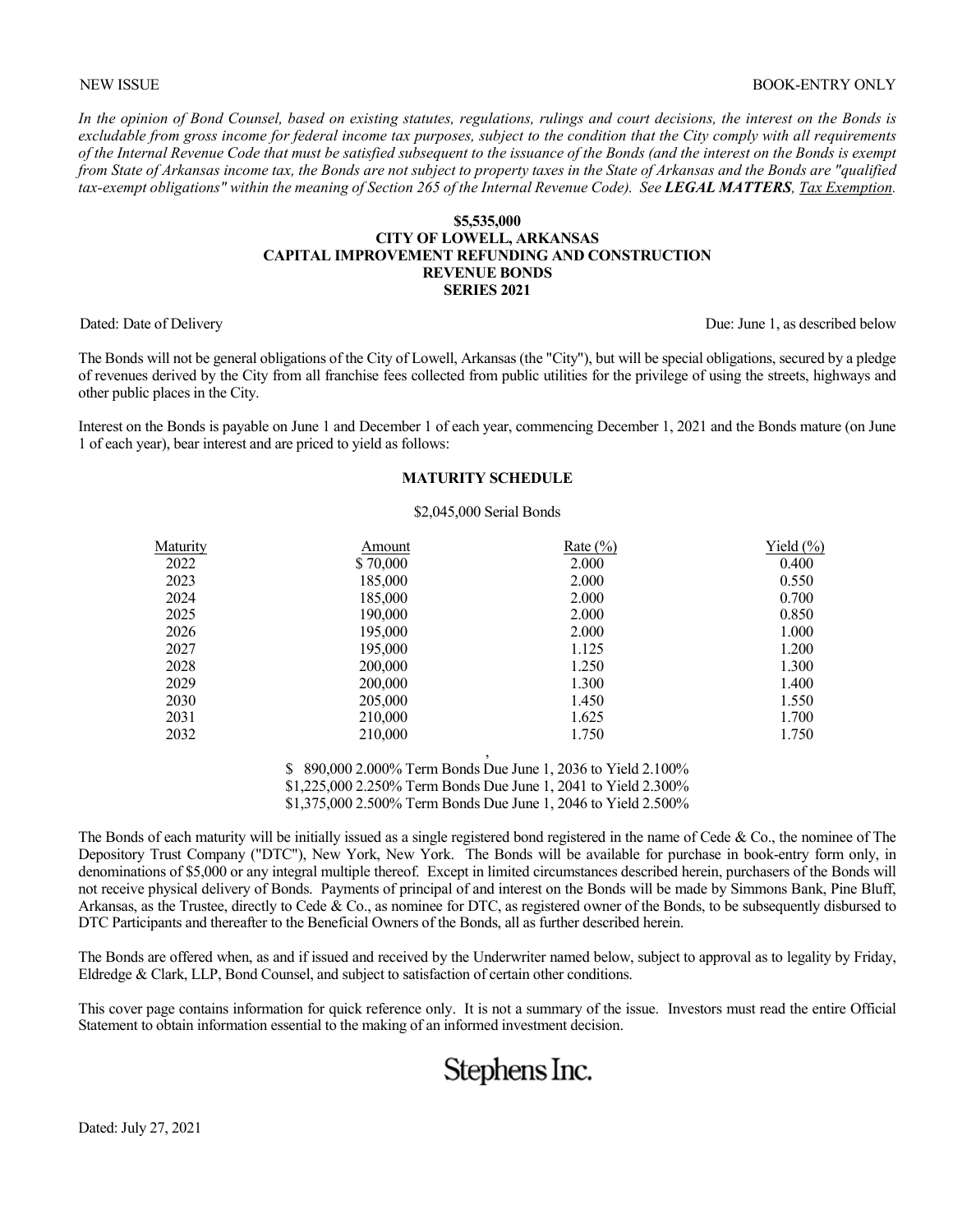NEW ISSUE BOOK-ENTRY ONLY

*In the opinion of Bond Counsel, based on existing statutes, regulations, rulings and court decisions, the interest on the Bonds is excludable from gross income for federal income tax purposes, subject to the condition that the City comply with all requirements of the Internal Revenue Code that must be satisfied subsequent to the issuance of the Bonds (and the interest on the Bonds is exempt from State of Arkansas income tax, the Bonds are not subject to property taxes in the State of Arkansas and the Bonds are "qualified tax-exempt obligations" within the meaning of Section 265 of the Internal Revenue Code). See **LEGAL MATTERS**, Tax Exemption.*

# $5,535,000
# CITY OF LOWELL, ARKANSAS
# CAPITAL IMPROVEMENT REFUNDING AND CONSTRUCTION REVENUE BONDS
# SERIES 2021

Dated: Date of Delivery Due: June 1, as described below

The Bonds will not be general obligations of the City of Lowell, Arkansas (the "City"), but will be special obligations, secured by a pledge of revenues derived by the City from all franchise fees collected from public utilities for the privilege of using the streets, highways and other public places in the City.

Interest on the Bonds is payable on June 1 and December 1 of each year, commencing December 1, 2021 and the Bonds mature (on June 1 of each year), bear interest and are priced to yield as follows:

**MATURITY SCHEDULE**

$2,045,000 Serial Bonds

| Maturity | Amount | Rate (%) | Yield (%) |
|---|---|---|---|
| 2022 | $ 70,000 | 2.000 | 0.400 |
| 2023 | 185,000 | 2.000 | 0.550 |
| 2024 | 185,000 | 2.000 | 0.700 |
| 2025 | 190,000 | 2.000 | 0.850 |
| 2026 | 195,000 | 2.000 | 1.000 |
| 2027 | 195,000 | 1.125 | 1.200 |
| 2028 | 200,000 | 1.250 | 1.300 |
| 2029 | 200,000 | 1.300 | 1.400 |
| 2030 | 205,000 | 1.450 | 1.550 |
| 2031 | 210,000 | 1.625 | 1.700 |
| 2032 | 210,000 | 1.750 | 1.750 |

$ 890,000 2.000% Term Bonds Due June 1, 2036 to Yield 2.100%
$1,225,000 2.250% Term Bonds Due June 1, 2041 to Yield 2.300%
$1,375,000 2.500% Term Bonds Due June 1, 2046 to Yield 2.500%

The Bonds of each maturity will be initially issued as a single registered bond registered in the name of Cede & Co., the nominee of The Depository Trust Company ("DTC"), New York, New York. The Bonds will be available for purchase in book-entry form only, in denominations of $5,000 or any integral multiple thereof. Except in limited circumstances described herein, purchasers of the Bonds will not receive physical delivery of Bonds. Payments of principal of and interest on the Bonds will be made by Simmons Bank, Pine Bluff, Arkansas, as the Trustee, directly to Cede & Co., as nominee for DTC, as registered owner of the Bonds, to be subsequently disbursed to DTC Participants and thereafter to the Beneficial Owners of the Bonds, all as further described herein.

The Bonds are offered when, as and if issued and received by the Underwriter named below, subject to approval as to legality by Friday, Eldredge & Clark, LLP, Bond Counsel, and subject to satisfaction of certain other conditions.

This cover page contains information for quick reference only. It is not a summary of the issue. Investors must read the entire Official Statement to obtain information essential to the making of an informed investment decision.

Stephens Inc.

Dated: July 27, 2021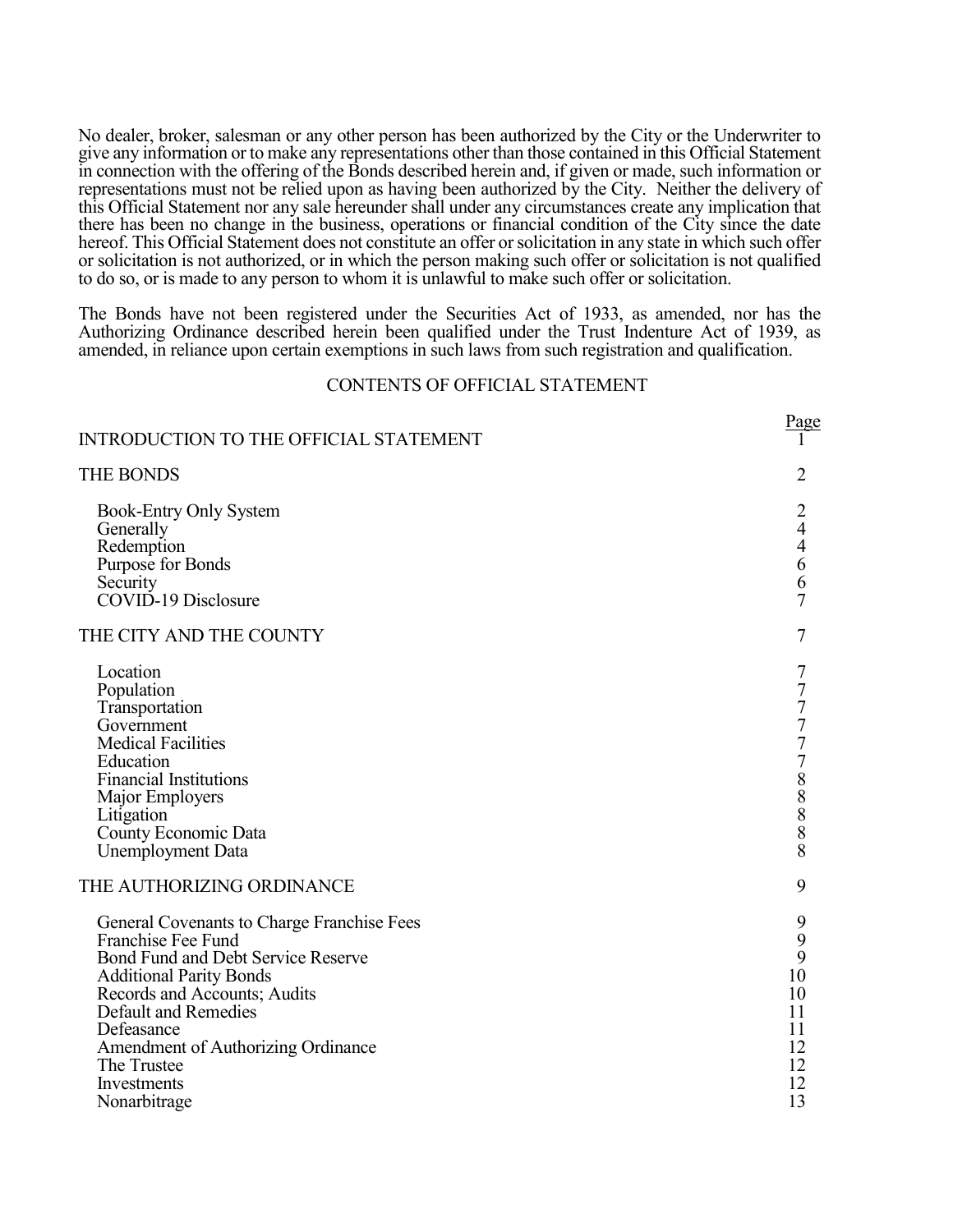No dealer, broker, salesman or any other person has been authorized by the City or the Underwriter to give any information or to make any representations other than those contained in this Official Statement in connection with the offering of the Bonds described herein and, if given or made, such information or representations must not be relied upon as having been authorized by the City. Neither the delivery of this Official Statement nor any sale hereunder shall under any circumstances create any implication that there has been no change in the business, operations or financial condition of the City since the date hereof. This Official Statement does not constitute an offer or solicitation in any state in which such offer or solicitation is not authorized, or in which the person making such offer or solicitation is not qualified to do so, or is made to any person to whom it is unlawful to make such offer or solicitation.

The Bonds have not been registered under the Securities Act of 1933, as amended, nor has the Authorizing Ordinance described herein been qualified under the Trust Indenture Act of 1939, as amended, in reliance upon certain exemptions in such laws from such registration and qualification.

## CONTENTS OF OFFICIAL STATEMENT

| | Page |
|---|---|
| INTRODUCTION TO THE OFFICIAL STATEMENT | 1 |
| THE BONDS | 2 |
| Book-Entry Only System | 2 |
| Generally | 4 |
| Redemption | 4 |
| Purpose for Bonds | 6 |
| Security | 6 |
| COVID-19 Disclosure | 7 |
| THE CITY AND THE COUNTY | 7 |
| Location | 7 |
| Population | 7 |
| Transportation | 7 |
| Government | 7 |
| Medical Facilities | 7 |
| Education | 7 |
| Financial Institutions | 8 |
| Major Employers | 8 |
| Litigation | 8 |
| County Economic Data | 8 |
| Unemployment Data | 8 |
| THE AUTHORIZING ORDINANCE | 9 |
| General Covenants to Charge Franchise Fees | 9 |
| Franchise Fee Fund | 9 |
| Bond Fund and Debt Service Reserve | 9 |
| Additional Parity Bonds | 10 |
| Records and Accounts; Audits | 10 |
| Default and Remedies | 11 |
| Defeasance | 11 |
| Amendment of Authorizing Ordinance | 12 |
| The Trustee | 12 |
| Investments | 12 |
| Nonarbitrage | 13 |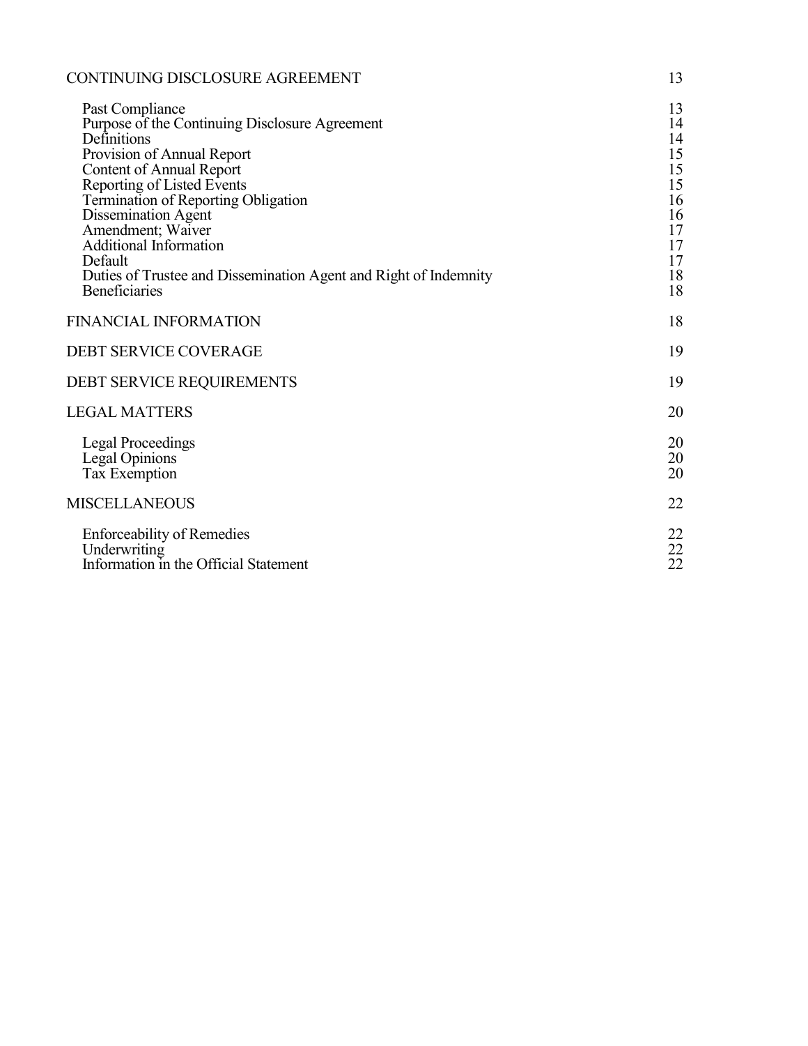| | |
|---|---|
| CONTINUING DISCLOSURE AGREEMENT | 13 |
| Past Compliance | 13 |
| Purpose of the Continuing Disclosure Agreement | 14 |
| Definitions | 14 |
| Provision of Annual Report | 15 |
| Content of Annual Report | 15 |
| Reporting of Listed Events | 15 |
| Termination of Reporting Obligation | 16 |
| Dissemination Agent | 16 |
| Amendment; Waiver | 17 |
| Additional Information | 17 |
| Default | 17 |
| Duties of Trustee and Dissemination Agent and Right of Indemnity | 18 |
| Beneficiaries | 18 |
| FINANCIAL INFORMATION | 18 |
| DEBT SERVICE COVERAGE | 19 |
| DEBT SERVICE REQUIREMENTS | 19 |
| LEGAL MATTERS | 20 |
| Legal Proceedings | 20 |
| Legal Opinions | 20 |
| Tax Exemption | 20 |
| MISCELLANEOUS | 22 |
| Enforceability of Remedies | 22 |
| Underwriting | 22 |
| Information in the Official Statement | 22 |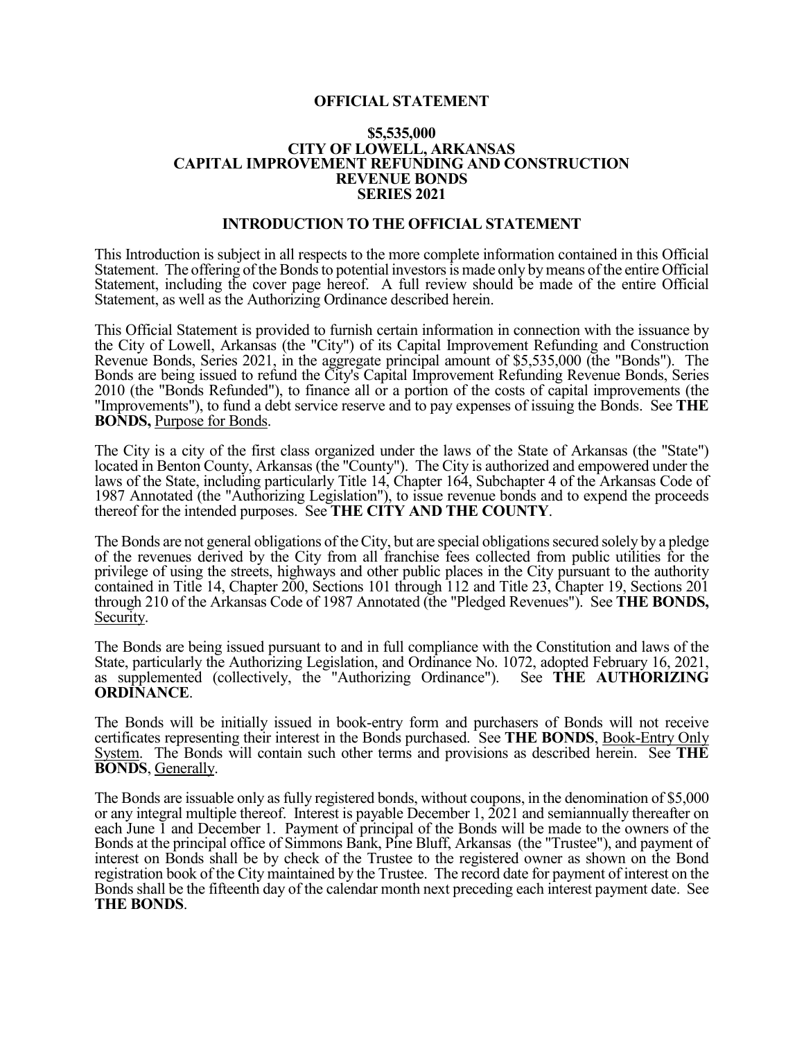# OFFICIAL STATEMENT

## \$5,535,000
## CITY OF LOWELL, ARKANSAS
## CAPITAL IMPROVEMENT REFUNDING AND CONSTRUCTION REVENUE BONDS
## SERIES 2021

### INTRODUCTION TO THE OFFICIAL STATEMENT

This Introduction is subject in all respects to the more complete information contained in this Official Statement. The offering of the Bonds to potential investors is made only by means of the entire Official Statement, including the cover page hereof. A full review should be made of the entire Official Statement, as well as the Authorizing Ordinance described herein.

This Official Statement is provided to furnish certain information in connection with the issuance by the City of Lowell, Arkansas (the "City") of its Capital Improvement Refunding and Construction Revenue Bonds, Series 2021, in the aggregate principal amount of \$5,535,000 (the "Bonds"). The Bonds are being issued to refund the City's Capital Improvement Refunding Revenue Bonds, Series 2010 (the "Bonds Refunded"), to finance all or a portion of the costs of capital improvements (the "Improvements"), to fund a debt service reserve and to pay expenses of issuing the Bonds. See **THE BONDS,** Purpose for Bonds.

The City is a city of the first class organized under the laws of the State of Arkansas (the "State") located in Benton County, Arkansas (the "County"). The City is authorized and empowered under the laws of the State, including particularly Title 14, Chapter 164, Subchapter 4 of the Arkansas Code of 1987 Annotated (the "Authorizing Legislation"), to issue revenue bonds and to expend the proceeds thereof for the intended purposes. See **THE CITY AND THE COUNTY**.

The Bonds are not general obligations of the City, but are special obligations secured solely by a pledge of the revenues derived by the City from all franchise fees collected from public utilities for the privilege of using the streets, highways and other public places in the City pursuant to the authority contained in Title 14, Chapter 200, Sections 101 through 112 and Title 23, Chapter 19, Sections 201 through 210 of the Arkansas Code of 1987 Annotated (the "Pledged Revenues"). See **THE BONDS,** Security.

The Bonds are being issued pursuant to and in full compliance with the Constitution and laws of the State, particularly the Authorizing Legislation, and Ordinance No. 1072, adopted February 16, 2021, as supplemented (collectively, the "Authorizing Ordinance"). See **THE AUTHORIZING ORDINANCE**.

The Bonds will be initially issued in book-entry form and purchasers of Bonds will not receive certificates representing their interest in the Bonds purchased. See **THE BONDS**, Book-Entry Only System. The Bonds will contain such other terms and provisions as described herein. See **THE BONDS**, Generally.

The Bonds are issuable only as fully registered bonds, without coupons, in the denomination of \$5,000 or any integral multiple thereof. Interest is payable December 1, 2021 and semiannually thereafter on each June 1 and December 1. Payment of principal of the Bonds will be made to the owners of the Bonds at the principal office of Simmons Bank, Pine Bluff, Arkansas (the "Trustee"), and payment of interest on Bonds shall be by check of the Trustee to the registered owner as shown on the Bond registration book of the City maintained by the Trustee. The record date for payment of interest on the Bonds shall be the fifteenth day of the calendar month next preceding each interest payment date. See **THE BONDS**.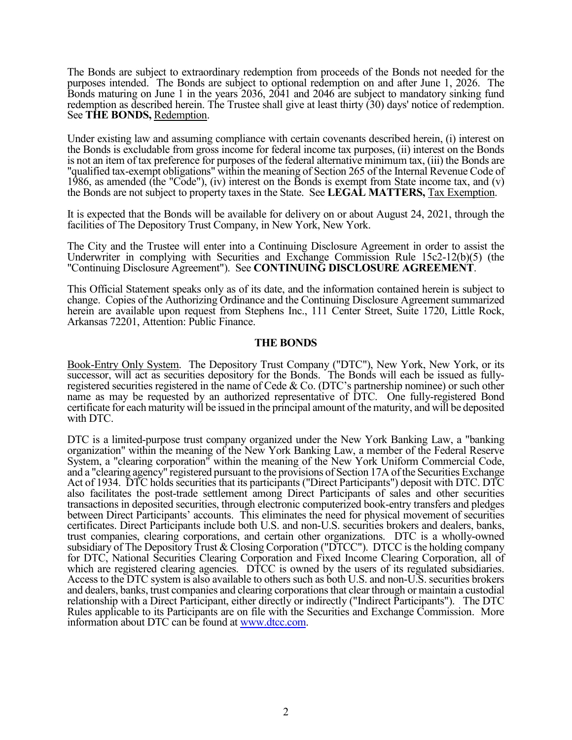The Bonds are subject to extraordinary redemption from proceeds of the Bonds not needed for the purposes intended. The Bonds are subject to optional redemption on and after June 1, 2026. The Bonds maturing on June 1 in the years 2036, 2041 and 2046 are subject to mandatory sinking fund redemption as described herein. The Trustee shall give at least thirty (30) days' notice of redemption. See **THE BONDS,** Redemption.

Under existing law and assuming compliance with certain covenants described herein, (i) interest on the Bonds is excludable from gross income for federal income tax purposes, (ii) interest on the Bonds is not an item of tax preference for purposes of the federal alternative minimum tax, (iii) the Bonds are "qualified tax-exempt obligations" within the meaning of Section 265 of the Internal Revenue Code of 1986, as amended (the "Code"), (iv) interest on the Bonds is exempt from State income tax, and (v) the Bonds are not subject to property taxes in the State. See **LEGAL MATTERS,** Tax Exemption.

It is expected that the Bonds will be available for delivery on or about August 24, 2021, through the facilities of The Depository Trust Company, in New York, New York.

The City and the Trustee will enter into a Continuing Disclosure Agreement in order to assist the Underwriter in complying with Securities and Exchange Commission Rule 15c2-12(b)(5) (the "Continuing Disclosure Agreement"). See **CONTINUING DISCLOSURE AGREEMENT**.

This Official Statement speaks only as of its date, and the information contained herein is subject to change. Copies of the Authorizing Ordinance and the Continuing Disclosure Agreement summarized herein are available upon request from Stephens Inc., 111 Center Street, Suite 1720, Little Rock, Arkansas 72201, Attention: Public Finance.

## THE BONDS

Book-Entry Only System. The Depository Trust Company ("DTC"), New York, New York, or its successor, will act as securities depository for the Bonds. The Bonds will each be issued as fully-registered securities registered in the name of Cede & Co. (DTC's partnership nominee) or such other name as may be requested by an authorized representative of DTC. One fully-registered Bond certificate for each maturity will be issued in the principal amount of the maturity, and will be deposited with DTC.

DTC is a limited-purpose trust company organized under the New York Banking Law, a "banking organization" within the meaning of the New York Banking Law, a member of the Federal Reserve System, a "clearing corporation" within the meaning of the New York Uniform Commercial Code, and a "clearing agency" registered pursuant to the provisions of Section 17A of the Securities Exchange Act of 1934. DTC holds securities that its participants ("Direct Participants") deposit with DTC. DTC also facilitates the post-trade settlement among Direct Participants of sales and other securities transactions in deposited securities, through electronic computerized book-entry transfers and pledges between Direct Participants' accounts. This eliminates the need for physical movement of securities certificates. Direct Participants include both U.S. and non-U.S. securities brokers and dealers, banks, trust companies, clearing corporations, and certain other organizations. DTC is a wholly-owned subsidiary of The Depository Trust & Closing Corporation ("DTCC"). DTCC is the holding company for DTC, National Securities Clearing Corporation and Fixed Income Clearing Corporation, all of which are registered clearing agencies. DTCC is owned by the users of its regulated subsidiaries. Access to the DTC system is also available to others such as both U.S. and non-U.S. securities brokers and dealers, banks, trust companies and clearing corporations that clear through or maintain a custodial relationship with a Direct Participant, either directly or indirectly ("Indirect Participants"). The DTC Rules applicable to its Participants are on file with the Securities and Exchange Commission. More information about DTC can be found at www.dtcc.com.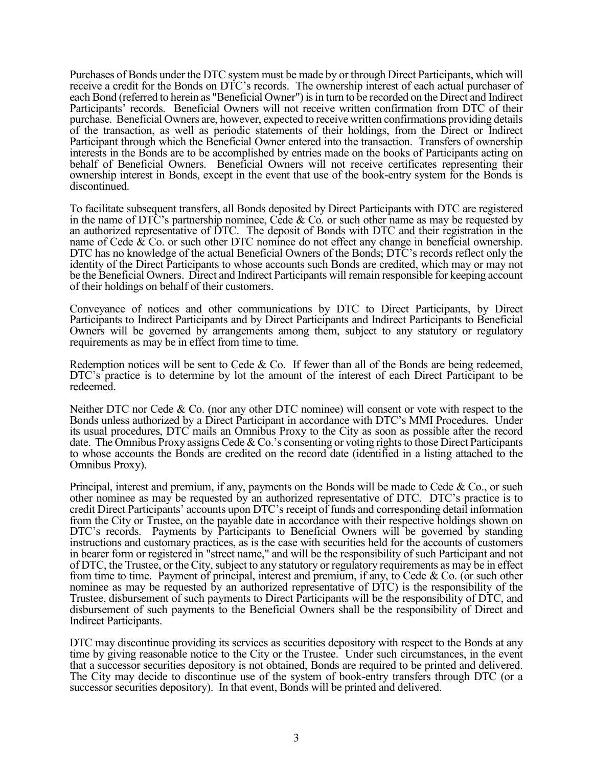Purchases of Bonds under the DTC system must be made by or through Direct Participants, which will receive a credit for the Bonds on DTC's records. The ownership interest of each actual purchaser of each Bond (referred to herein as "Beneficial Owner") is in turn to be recorded on the Direct and Indirect Participants' records. Beneficial Owners will not receive written confirmation from DTC of their purchase. Beneficial Owners are, however, expected to receive written confirmations providing details of the transaction, as well as periodic statements of their holdings, from the Direct or Indirect Participant through which the Beneficial Owner entered into the transaction. Transfers of ownership interests in the Bonds are to be accomplished by entries made on the books of Participants acting on behalf of Beneficial Owners. Beneficial Owners will not receive certificates representing their ownership interest in Bonds, except in the event that use of the book-entry system for the Bonds is discontinued.

To facilitate subsequent transfers, all Bonds deposited by Direct Participants with DTC are registered in the name of DTC's partnership nominee, Cede & Co. or such other name as may be requested by an authorized representative of DTC. The deposit of Bonds with DTC and their registration in the name of Cede & Co. or such other DTC nominee do not effect any change in beneficial ownership. DTC has no knowledge of the actual Beneficial Owners of the Bonds; DTC's records reflect only the identity of the Direct Participants to whose accounts such Bonds are credited, which may or may not be the Beneficial Owners. Direct and Indirect Participants will remain responsible for keeping account of their holdings on behalf of their customers.

Conveyance of notices and other communications by DTC to Direct Participants, by Direct Participants to Indirect Participants and by Direct Participants and Indirect Participants to Beneficial Owners will be governed by arrangements among them, subject to any statutory or regulatory requirements as may be in effect from time to time.

Redemption notices will be sent to Cede & Co. If fewer than all of the Bonds are being redeemed, DTC's practice is to determine by lot the amount of the interest of each Direct Participant to be redeemed.

Neither DTC nor Cede & Co. (nor any other DTC nominee) will consent or vote with respect to the Bonds unless authorized by a Direct Participant in accordance with DTC's MMI Procedures. Under its usual procedures, DTC mails an Omnibus Proxy to the City as soon as possible after the record date. The Omnibus Proxy assigns Cede & Co.'s consenting or voting rights to those Direct Participants to whose accounts the Bonds are credited on the record date (identified in a listing attached to the Omnibus Proxy).

Principal, interest and premium, if any, payments on the Bonds will be made to Cede & Co., or such other nominee as may be requested by an authorized representative of DTC. DTC's practice is to credit Direct Participants' accounts upon DTC's receipt of funds and corresponding detail information from the City or Trustee, on the payable date in accordance with their respective holdings shown on DTC's records. Payments by Participants to Beneficial Owners will be governed by standing instructions and customary practices, as is the case with securities held for the accounts of customers in bearer form or registered in "street name," and will be the responsibility of such Participant and not of DTC, the Trustee, or the City, subject to any statutory or regulatory requirements as may be in effect from time to time. Payment of principal, interest and premium, if any, to Cede & Co. (or such other nominee as may be requested by an authorized representative of DTC) is the responsibility of the Trustee, disbursement of such payments to Direct Participants will be the responsibility of DTC, and disbursement of such payments to the Beneficial Owners shall be the responsibility of Direct and Indirect Participants.

DTC may discontinue providing its services as securities depository with respect to the Bonds at any time by giving reasonable notice to the City or the Trustee. Under such circumstances, in the event that a successor securities depository is not obtained, Bonds are required to be printed and delivered. The City may decide to discontinue use of the system of book-entry transfers through DTC (or a successor securities depository). In that event, Bonds will be printed and delivered.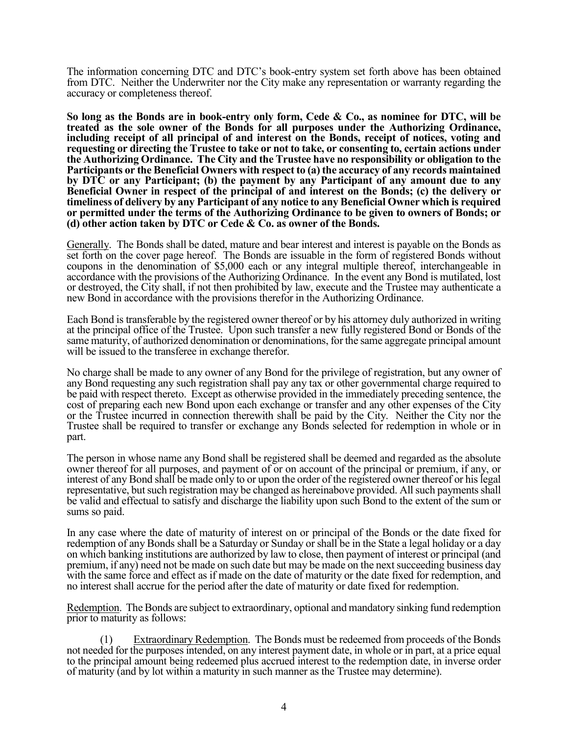The information concerning DTC and DTC's book-entry system set forth above has been obtained from DTC. Neither the Underwriter nor the City make any representation or warranty regarding the accuracy or completeness thereof.

**So long as the Bonds are in book-entry only form, Cede & Co., as nominee for DTC, will be treated as the sole owner of the Bonds for all purposes under the Authorizing Ordinance, including receipt of all principal of and interest on the Bonds, receipt of notices, voting and requesting or directing the Trustee to take or not to take, or consenting to, certain actions under the Authorizing Ordinance. The City and the Trustee have no responsibility or obligation to the Participants or the Beneficial Owners with respect to (a) the accuracy of any records maintained by DTC or any Participant; (b) the payment by any Participant of any amount due to any Beneficial Owner in respect of the principal of and interest on the Bonds; (c) the delivery or timeliness of delivery by any Participant of any notice to any Beneficial Owner which is required or permitted under the terms of the Authorizing Ordinance to be given to owners of Bonds; or (d) other action taken by DTC or Cede & Co. as owner of the Bonds.**

Generally. The Bonds shall be dated, mature and bear interest and interest is payable on the Bonds as set forth on the cover page hereof. The Bonds are issuable in the form of registered Bonds without coupons in the denomination of $5,000 each or any integral multiple thereof, interchangeable in accordance with the provisions of the Authorizing Ordinance. In the event any Bond is mutilated, lost or destroyed, the City shall, if not then prohibited by law, execute and the Trustee may authenticate a new Bond in accordance with the provisions therefor in the Authorizing Ordinance.

Each Bond is transferable by the registered owner thereof or by his attorney duly authorized in writing at the principal office of the Trustee. Upon such transfer a new fully registered Bond or Bonds of the same maturity, of authorized denomination or denominations, for the same aggregate principal amount will be issued to the transferee in exchange therefor.

No charge shall be made to any owner of any Bond for the privilege of registration, but any owner of any Bond requesting any such registration shall pay any tax or other governmental charge required to be paid with respect thereto. Except as otherwise provided in the immediately preceding sentence, the cost of preparing each new Bond upon each exchange or transfer and any other expenses of the City or the Trustee incurred in connection therewith shall be paid by the City. Neither the City nor the Trustee shall be required to transfer or exchange any Bonds selected for redemption in whole or in part.

The person in whose name any Bond shall be registered shall be deemed and regarded as the absolute owner thereof for all purposes, and payment of or on account of the principal or premium, if any, or interest of any Bond shall be made only to or upon the order of the registered owner thereof or his legal representative, but such registration may be changed as hereinabove provided. All such payments shall be valid and effectual to satisfy and discharge the liability upon such Bond to the extent of the sum or sums so paid.

In any case where the date of maturity of interest on or principal of the Bonds or the date fixed for redemption of any Bonds shall be a Saturday or Sunday or shall be in the State a legal holiday or a day on which banking institutions are authorized by law to close, then payment of interest or principal (and premium, if any) need not be made on such date but may be made on the next succeeding business day with the same force and effect as if made on the date of maturity or the date fixed for redemption, and no interest shall accrue for the period after the date of maturity or date fixed for redemption.

Redemption. The Bonds are subject to extraordinary, optional and mandatory sinking fund redemption prior to maturity as follows:

(1) Extraordinary Redemption. The Bonds must be redeemed from proceeds of the Bonds not needed for the purposes intended, on any interest payment date, in whole or in part, at a price equal to the principal amount being redeemed plus accrued interest to the redemption date, in inverse order of maturity (and by lot within a maturity in such manner as the Trustee may determine).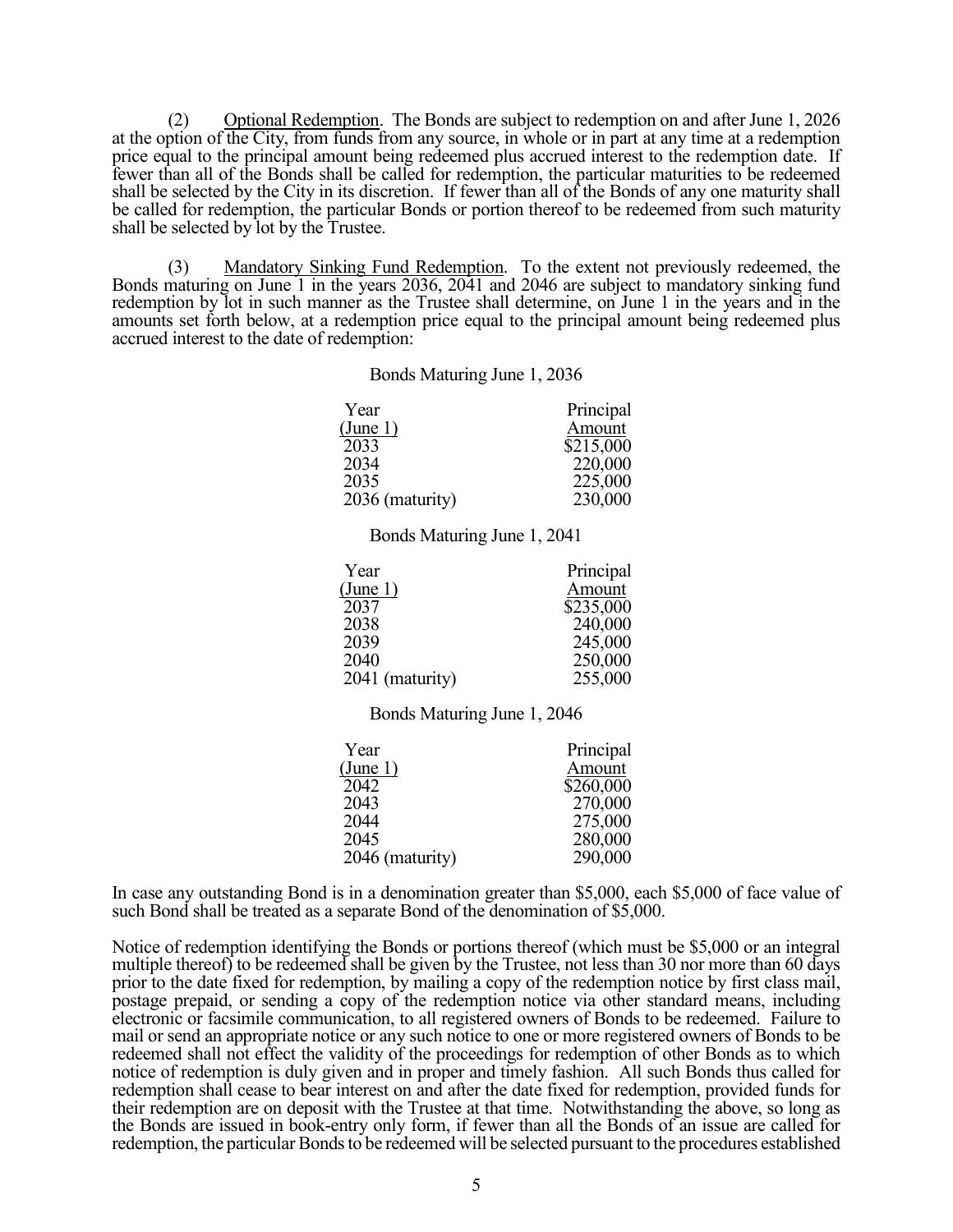(2) Optional Redemption. The Bonds are subject to redemption on and after June 1, 2026 at the option of the City, from funds from any source, in whole or in part at any time at a redemption price equal to the principal amount being redeemed plus accrued interest to the redemption date. If fewer than all of the Bonds shall be called for redemption, the particular maturities to be redeemed shall be selected by the City in its discretion. If fewer than all of the Bonds of any one maturity shall be called for redemption, the particular Bonds or portion thereof to be redeemed from such maturity shall be selected by lot by the Trustee.

(3) Mandatory Sinking Fund Redemption. To the extent not previously redeemed, the Bonds maturing on June 1 in the years 2036, 2041 and 2046 are subject to mandatory sinking fund redemption by lot in such manner as the Trustee shall determine, on June 1 in the years and in the amounts set forth below, at a redemption price equal to the principal amount being redeemed plus accrued interest to the date of redemption:

Bonds Maturing June 1, 2036

| Year (June 1) | Principal Amount |
|---|---|
| 2033 | $215,000 |
| 2034 | 220,000 |
| 2035 | 225,000 |
| 2036 (maturity) | 230,000 |

Bonds Maturing June 1, 2041

| Year (June 1) | Principal Amount |
|---|---|
| 2037 | $235,000 |
| 2038 | 240,000 |
| 2039 | 245,000 |
| 2040 | 250,000 |
| 2041 (maturity) | 255,000 |

Bonds Maturing June 1, 2046

| Year (June 1) | Principal Amount |
|---|---|
| 2042 | $260,000 |
| 2043 | 270,000 |
| 2044 | 275,000 |
| 2045 | 280,000 |
| 2046 (maturity) | 290,000 |

In case any outstanding Bond is in a denomination greater than $5,000, each $5,000 of face value of such Bond shall be treated as a separate Bond of the denomination of $5,000.

Notice of redemption identifying the Bonds or portions thereof (which must be $5,000 or an integral multiple thereof) to be redeemed shall be given by the Trustee, not less than 30 nor more than 60 days prior to the date fixed for redemption, by mailing a copy of the redemption notice by first class mail, postage prepaid, or sending a copy of the redemption notice via other standard means, including electronic or facsimile communication, to all registered owners of Bonds to be redeemed. Failure to mail or send an appropriate notice or any such notice to one or more registered owners of Bonds to be redeemed shall not effect the validity of the proceedings for redemption of other Bonds as to which notice of redemption is duly given and in proper and timely fashion. All such Bonds thus called for redemption shall cease to bear interest on and after the date fixed for redemption, provided funds for their redemption are on deposit with the Trustee at that time. Notwithstanding the above, so long as the Bonds are issued in book-entry only form, if fewer than all the Bonds of an issue are called for redemption, the particular Bonds to be redeemed will be selected pursuant to the procedures established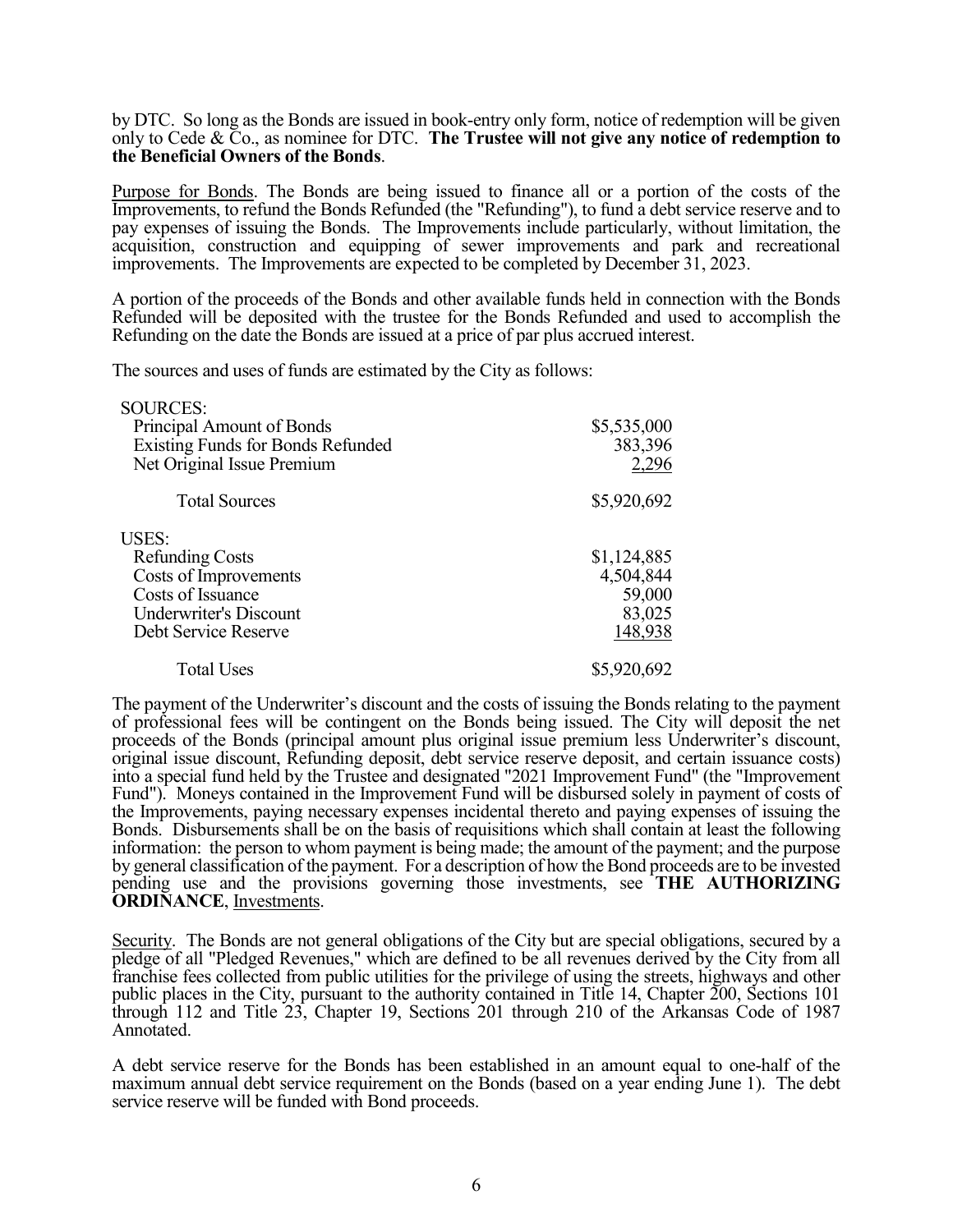by DTC. So long as the Bonds are issued in book-entry only form, notice of redemption will be given only to Cede & Co., as nominee for DTC. **The Trustee will not give any notice of redemption to the Beneficial Owners of the Bonds**.

Purpose for Bonds. The Bonds are being issued to finance all or a portion of the costs of the Improvements, to refund the Bonds Refunded (the "Refunding"), to fund a debt service reserve and to pay expenses of issuing the Bonds. The Improvements include particularly, without limitation, the acquisition, construction and equipping of sewer improvements and park and recreational improvements. The Improvements are expected to be completed by December 31, 2023.

A portion of the proceeds of the Bonds and other available funds held in connection with the Bonds Refunded will be deposited with the trustee for the Bonds Refunded and used to accomplish the Refunding on the date the Bonds are issued at a price of par plus accrued interest.

The sources and uses of funds are estimated by the City as follows:

| | |
|---|---|
| SOURCES: | |
| Principal Amount of Bonds | $5,535,000 |
| Existing Funds for Bonds Refunded | 383,396 |
| Net Original Issue Premium | 2,296 |
| Total Sources | $5,920,692 |
| USES: | |
| Refunding Costs | $1,124,885 |
| Costs of Improvements | 4,504,844 |
| Costs of Issuance | 59,000 |
| Underwriter's Discount | 83,025 |
| Debt Service Reserve | 148,938 |
| Total Uses | $5,920,692 |

The payment of the Underwriter's discount and the costs of issuing the Bonds relating to the payment of professional fees will be contingent on the Bonds being issued. The City will deposit the net proceeds of the Bonds (principal amount plus original issue premium less Underwriter's discount, original issue discount, Refunding deposit, debt service reserve deposit, and certain issuance costs) into a special fund held by the Trustee and designated "2021 Improvement Fund" (the "Improvement Fund"). Moneys contained in the Improvement Fund will be disbursed solely in payment of costs of the Improvements, paying necessary expenses incidental thereto and paying expenses of issuing the Bonds. Disbursements shall be on the basis of requisitions which shall contain at least the following information: the person to whom payment is being made; the amount of the payment; and the purpose by general classification of the payment. For a description of how the Bond proceeds are to be invested pending use and the provisions governing those investments, see **THE AUTHORIZING ORDINANCE**, Investments.

Security. The Bonds are not general obligations of the City but are special obligations, secured by a pledge of all "Pledged Revenues," which are defined to be all revenues derived by the City from all franchise fees collected from public utilities for the privilege of using the streets, highways and other public places in the City, pursuant to the authority contained in Title 14, Chapter 200, Sections 101 through 112 and Title 23, Chapter 19, Sections 201 through 210 of the Arkansas Code of 1987 Annotated.

A debt service reserve for the Bonds has been established in an amount equal to one-half of the maximum annual debt service requirement on the Bonds (based on a year ending June 1). The debt service reserve will be funded with Bond proceeds.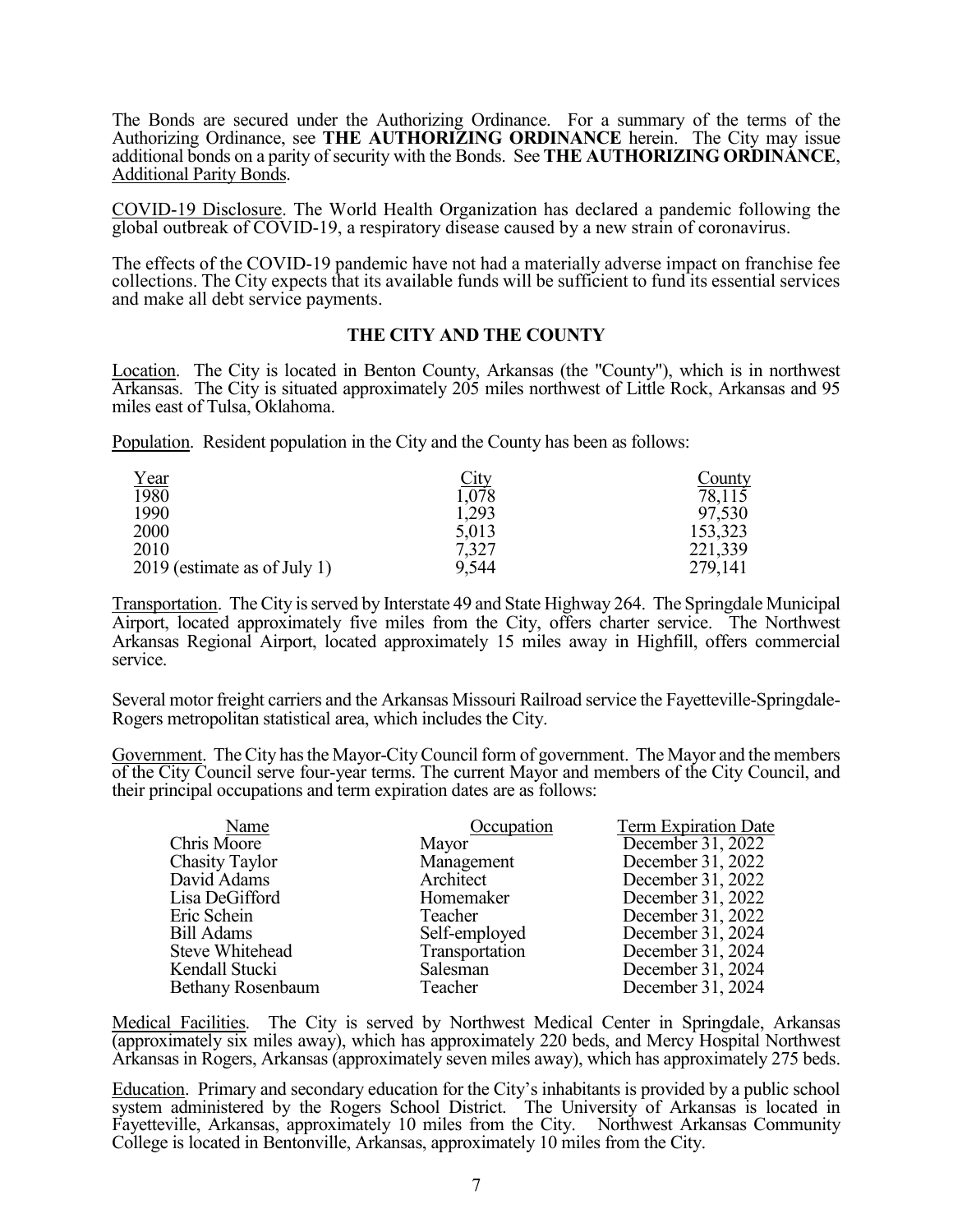The Bonds are secured under the Authorizing Ordinance. For a summary of the terms of the Authorizing Ordinance, see **THE AUTHORIZING ORDINANCE** herein. The City may issue additional bonds on a parity of security with the Bonds. See **THE AUTHORIZING ORDINANCE**, Additional Parity Bonds.

COVID-19 Disclosure. The World Health Organization has declared a pandemic following the global outbreak of COVID-19, a respiratory disease caused by a new strain of coronavirus.

The effects of the COVID-19 pandemic have not had a materially adverse impact on franchise fee collections. The City expects that its available funds will be sufficient to fund its essential services and make all debt service payments.

## THE CITY AND THE COUNTY

Location. The City is located in Benton County, Arkansas (the "County"), which is in northwest Arkansas. The City is situated approximately 205 miles northwest of Little Rock, Arkansas and 95 miles east of Tulsa, Oklahoma.

Population. Resident population in the City and the County has been as follows:

| Year | City | County |
|---|---|---|
| 1980 | 1,078 | 78,115 |
| 1990 | 1,293 | 97,530 |
| 2000 | 5,013 | 153,323 |
| 2010 | 7,327 | 221,339 |
| 2019 (estimate as of July 1) | 9,544 | 279,141 |

Transportation. The City is served by Interstate 49 and State Highway 264. The Springdale Municipal Airport, located approximately five miles from the City, offers charter service. The Northwest Arkansas Regional Airport, located approximately 15 miles away in Highfill, offers commercial service.

Several motor freight carriers and the Arkansas Missouri Railroad service the Fayetteville-Springdale-Rogers metropolitan statistical area, which includes the City.

Government. The City has the Mayor-City Council form of government. The Mayor and the members of the City Council serve four-year terms. The current Mayor and members of the City Council, and their principal occupations and term expiration dates are as follows:

| Name | Occupation | Term Expiration Date |
|---|---|---|
| Chris Moore | Mayor | December 31, 2022 |
| Chasity Taylor | Management | December 31, 2022 |
| David Adams | Architect | December 31, 2022 |
| Lisa DeGifford | Homemaker | December 31, 2022 |
| Eric Schein | Teacher | December 31, 2022 |
| Bill Adams | Self-employed | December 31, 2024 |
| Steve Whitehead | Transportation | December 31, 2024 |
| Kendall Stucki | Salesman | December 31, 2024 |
| Bethany Rosenbaum | Teacher | December 31, 2024 |

Medical Facilities. The City is served by Northwest Medical Center in Springdale, Arkansas (approximately six miles away), which has approximately 220 beds, and Mercy Hospital Northwest Arkansas in Rogers, Arkansas (approximately seven miles away), which has approximately 275 beds.

Education. Primary and secondary education for the City's inhabitants is provided by a public school system administered by the Rogers School District. The University of Arkansas is located in Fayetteville, Arkansas, approximately 10 miles from the City. Northwest Arkansas Community College is located in Bentonville, Arkansas, approximately 10 miles from the City.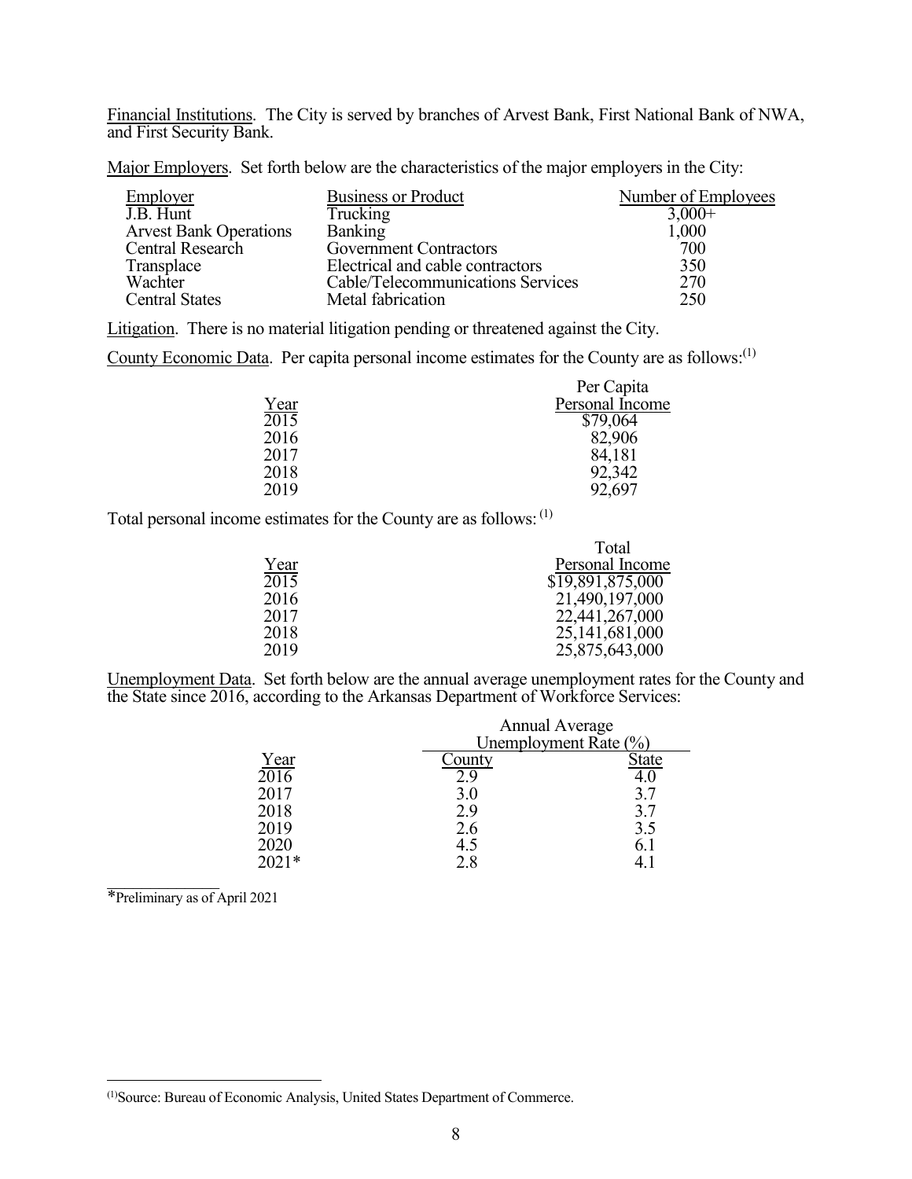Financial Institutions. The City is served by branches of Arvest Bank, First National Bank of NWA, and First Security Bank.

Major Employers. Set forth below are the characteristics of the major employers in the City:

| Employer | Business or Product | Number of Employees |
|---|---|---|
| J.B. Hunt | Trucking | 3,000+ |
| Arvest Bank Operations | Banking | 1,000 |
| Central Research | Government Contractors | 700 |
| Transplace | Electrical and cable contractors | 350 |
| Wachter | Cable/Telecommunications Services | 270 |
| Central States | Metal fabrication | 250 |

Litigation. There is no material litigation pending or threatened against the City.

County Economic Data. Per capita personal income estimates for the County are as follows:[(1)]

| Year | Per Capita Personal Income |
|---|---|
| 2015 | $79,064 |
| 2016 | 82,906 |
| 2017 | 84,181 |
| 2018 | 92,342 |
| 2019 | 92,697 |

Total personal income estimates for the County are as follows: [(1)]

| Year | Total Personal Income |
|---|---|
| 2015 | $19,891,875,000 |
| 2016 | 21,490,197,000 |
| 2017 | 22,441,267,000 |
| 2018 | 25,141,681,000 |
| 2019 | 25,875,643,000 |

Unemployment Data. Set forth below are the annual average unemployment rates for the County and the State since 2016, according to the Arkansas Department of Workforce Services:

| | Annual Average Unemployment Rate (%) | |
|---|---|---|
| Year | County | State |
| 2016 | 2.9 | 4.0 |
| 2017 | 3.0 | 3.7 |
| 2018 | 2.9 | 3.7 |
| 2019 | 2.6 | 3.5 |
| 2020 | 4.5 | 6.1 |
| 2021* | 2.8 | 4.1 |

*Preliminary as of April 2021

[(1)]Source: Bureau of Economic Analysis, United States Department of Commerce.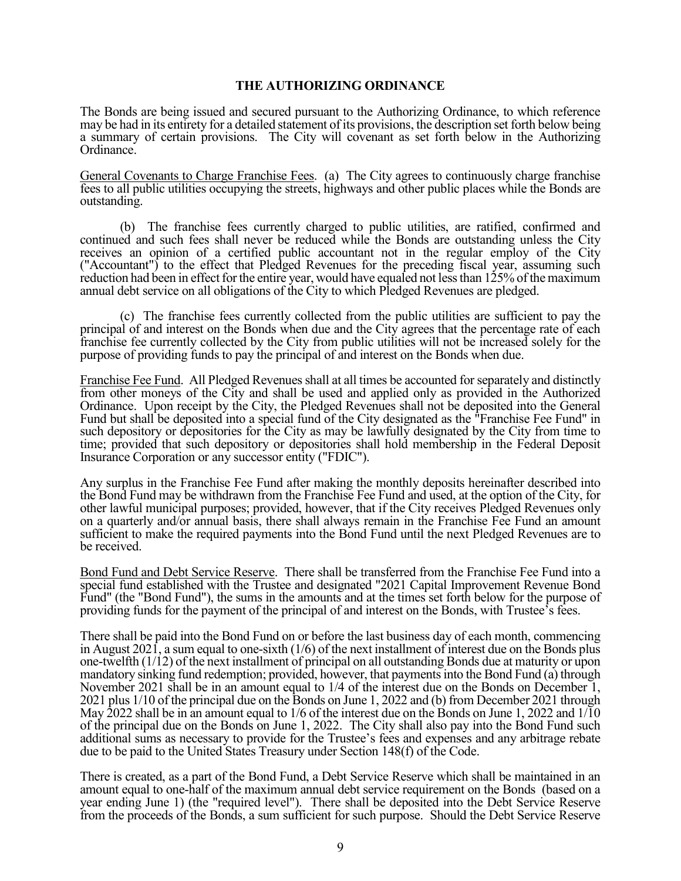## THE AUTHORIZING ORDINANCE

The Bonds are being issued and secured pursuant to the Authorizing Ordinance, to which reference may be had in its entirety for a detailed statement of its provisions, the description set forth below being a summary of certain provisions. The City will covenant as set forth below in the Authorizing Ordinance.

General Covenants to Charge Franchise Fees. (a) The City agrees to continuously charge franchise fees to all public utilities occupying the streets, highways and other public places while the Bonds are outstanding.

(b) The franchise fees currently charged to public utilities, are ratified, confirmed and continued and such fees shall never be reduced while the Bonds are outstanding unless the City receives an opinion of a certified public accountant not in the regular employ of the City ("Accountant") to the effect that Pledged Revenues for the preceding fiscal year, assuming such reduction had been in effect for the entire year, would have equaled not less than 125% of the maximum annual debt service on all obligations of the City to which Pledged Revenues are pledged.

(c) The franchise fees currently collected from the public utilities are sufficient to pay the principal of and interest on the Bonds when due and the City agrees that the percentage rate of each franchise fee currently collected by the City from public utilities will not be increased solely for the purpose of providing funds to pay the principal of and interest on the Bonds when due.

Franchise Fee Fund. All Pledged Revenues shall at all times be accounted for separately and distinctly from other moneys of the City and shall be used and applied only as provided in the Authorized Ordinance. Upon receipt by the City, the Pledged Revenues shall not be deposited into the General Fund but shall be deposited into a special fund of the City designated as the "Franchise Fee Fund" in such depository or depositories for the City as may be lawfully designated by the City from time to time; provided that such depository or depositories shall hold membership in the Federal Deposit Insurance Corporation or any successor entity ("FDIC").

Any surplus in the Franchise Fee Fund after making the monthly deposits hereinafter described into the Bond Fund may be withdrawn from the Franchise Fee Fund and used, at the option of the City, for other lawful municipal purposes; provided, however, that if the City receives Pledged Revenues only on a quarterly and/or annual basis, there shall always remain in the Franchise Fee Fund an amount sufficient to make the required payments into the Bond Fund until the next Pledged Revenues are to be received.

Bond Fund and Debt Service Reserve. There shall be transferred from the Franchise Fee Fund into a special fund established with the Trustee and designated "2021 Capital Improvement Revenue Bond Fund" (the "Bond Fund"), the sums in the amounts and at the times set forth below for the purpose of providing funds for the payment of the principal of and interest on the Bonds, with Trustee's fees.

There shall be paid into the Bond Fund on or before the last business day of each month, commencing in August 2021, a sum equal to one-sixth (1/6) of the next installment of interest due on the Bonds plus one-twelfth (1/12) of the next installment of principal on all outstanding Bonds due at maturity or upon mandatory sinking fund redemption; provided, however, that payments into the Bond Fund (a) through November 2021 shall be in an amount equal to 1/4 of the interest due on the Bonds on December 1, 2021 plus 1/10 of the principal due on the Bonds on June 1, 2022 and (b) from December 2021 through May 2022 shall be in an amount equal to 1/6 of the interest due on the Bonds on June 1, 2022 and 1/10 of the principal due on the Bonds on June 1, 2022. The City shall also pay into the Bond Fund such additional sums as necessary to provide for the Trustee's fees and expenses and any arbitrage rebate due to be paid to the United States Treasury under Section 148(f) of the Code.

There is created, as a part of the Bond Fund, a Debt Service Reserve which shall be maintained in an amount equal to one-half of the maximum annual debt service requirement on the Bonds (based on a year ending June 1) (the "required level"). There shall be deposited into the Debt Service Reserve from the proceeds of the Bonds, a sum sufficient for such purpose. Should the Debt Service Reserve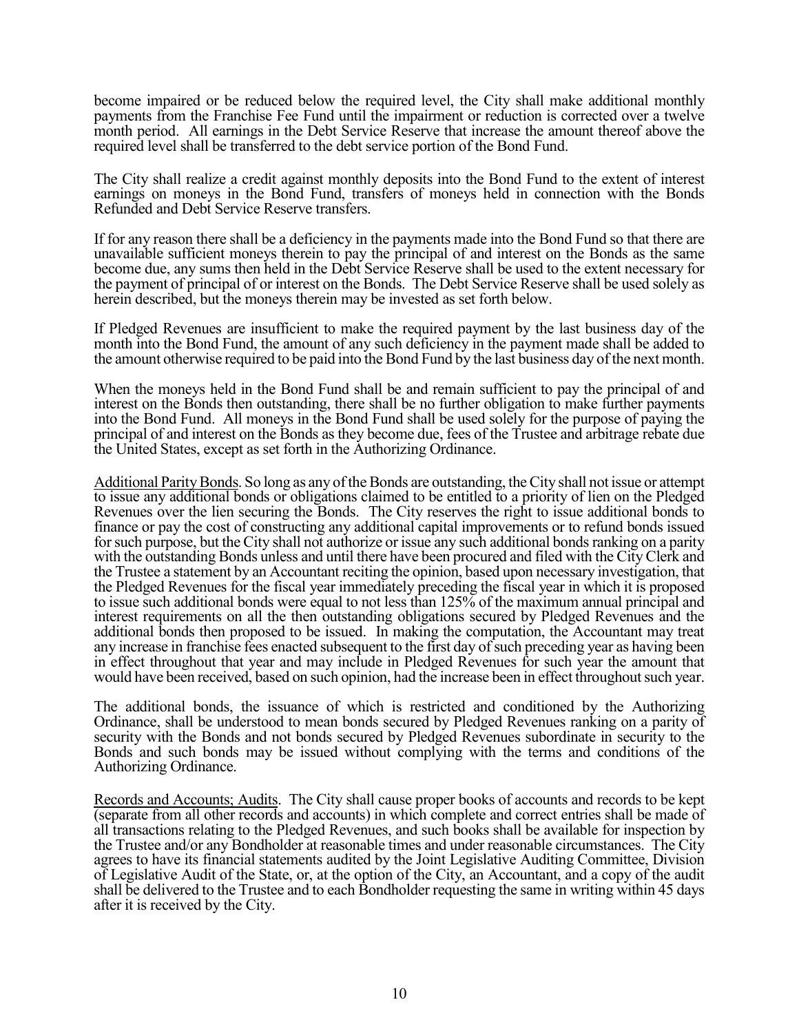become impaired or be reduced below the required level, the City shall make additional monthly payments from the Franchise Fee Fund until the impairment or reduction is corrected over a twelve month period. All earnings in the Debt Service Reserve that increase the amount thereof above the required level shall be transferred to the debt service portion of the Bond Fund.

The City shall realize a credit against monthly deposits into the Bond Fund to the extent of interest earnings on moneys in the Bond Fund, transfers of moneys held in connection with the Bonds Refunded and Debt Service Reserve transfers.

If for any reason there shall be a deficiency in the payments made into the Bond Fund so that there are unavailable sufficient moneys therein to pay the principal of and interest on the Bonds as the same become due, any sums then held in the Debt Service Reserve shall be used to the extent necessary for the payment of principal of or interest on the Bonds. The Debt Service Reserve shall be used solely as herein described, but the moneys therein may be invested as set forth below.

If Pledged Revenues are insufficient to make the required payment by the last business day of the month into the Bond Fund, the amount of any such deficiency in the payment made shall be added to the amount otherwise required to be paid into the Bond Fund by the last business day of the next month.

When the moneys held in the Bond Fund shall be and remain sufficient to pay the principal of and interest on the Bonds then outstanding, there shall be no further obligation to make further payments into the Bond Fund. All moneys in the Bond Fund shall be used solely for the purpose of paying the principal of and interest on the Bonds as they become due, fees of the Trustee and arbitrage rebate due the United States, except as set forth in the Authorizing Ordinance.

Additional Parity Bonds. So long as any of the Bonds are outstanding, the City shall not issue or attempt to issue any additional bonds or obligations claimed to be entitled to a priority of lien on the Pledged Revenues over the lien securing the Bonds. The City reserves the right to issue additional bonds to finance or pay the cost of constructing any additional capital improvements or to refund bonds issued for such purpose, but the City shall not authorize or issue any such additional bonds ranking on a parity with the outstanding Bonds unless and until there have been procured and filed with the City Clerk and the Trustee a statement by an Accountant reciting the opinion, based upon necessary investigation, that the Pledged Revenues for the fiscal year immediately preceding the fiscal year in which it is proposed to issue such additional bonds were equal to not less than 125% of the maximum annual principal and interest requirements on all the then outstanding obligations secured by Pledged Revenues and the additional bonds then proposed to be issued. In making the computation, the Accountant may treat any increase in franchise fees enacted subsequent to the first day of such preceding year as having been in effect throughout that year and may include in Pledged Revenues for such year the amount that would have been received, based on such opinion, had the increase been in effect throughout such year.

The additional bonds, the issuance of which is restricted and conditioned by the Authorizing Ordinance, shall be understood to mean bonds secured by Pledged Revenues ranking on a parity of security with the Bonds and not bonds secured by Pledged Revenues subordinate in security to the Bonds and such bonds may be issued without complying with the terms and conditions of the Authorizing Ordinance.

Records and Accounts; Audits. The City shall cause proper books of accounts and records to be kept (separate from all other records and accounts) in which complete and correct entries shall be made of all transactions relating to the Pledged Revenues, and such books shall be available for inspection by the Trustee and/or any Bondholder at reasonable times and under reasonable circumstances. The City agrees to have its financial statements audited by the Joint Legislative Auditing Committee, Division of Legislative Audit of the State, or, at the option of the City, an Accountant, and a copy of the audit shall be delivered to the Trustee and to each Bondholder requesting the same in writing within 45 days after it is received by the City.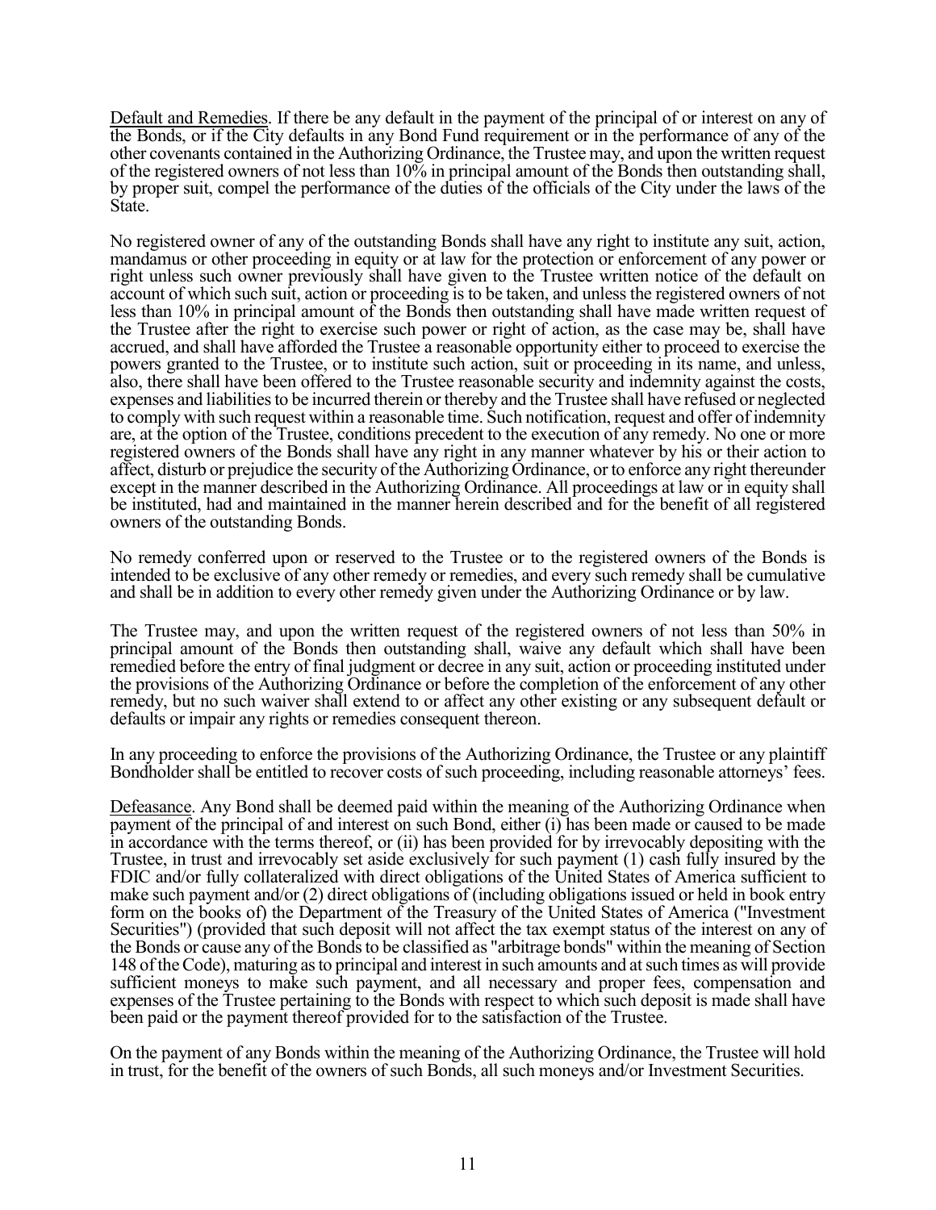Default and Remedies. If there be any default in the payment of the principal of or interest on any of the Bonds, or if the City defaults in any Bond Fund requirement or in the performance of any of the other covenants contained in the Authorizing Ordinance, the Trustee may, and upon the written request of the registered owners of not less than 10% in principal amount of the Bonds then outstanding shall, by proper suit, compel the performance of the duties of the officials of the City under the laws of the State.

No registered owner of any of the outstanding Bonds shall have any right to institute any suit, action, mandamus or other proceeding in equity or at law for the protection or enforcement of any power or right unless such owner previously shall have given to the Trustee written notice of the default on account of which such suit, action or proceeding is to be taken, and unless the registered owners of not less than 10% in principal amount of the Bonds then outstanding shall have made written request of the Trustee after the right to exercise such power or right of action, as the case may be, shall have accrued, and shall have afforded the Trustee a reasonable opportunity either to proceed to exercise the powers granted to the Trustee, or to institute such action, suit or proceeding in its name, and unless, also, there shall have been offered to the Trustee reasonable security and indemnity against the costs, expenses and liabilities to be incurred therein or thereby and the Trustee shall have refused or neglected to comply with such request within a reasonable time. Such notification, request and offer of indemnity are, at the option of the Trustee, conditions precedent to the execution of any remedy. No one or more registered owners of the Bonds shall have any right in any manner whatever by his or their action to affect, disturb or prejudice the security of the Authorizing Ordinance, or to enforce any right thereunder except in the manner described in the Authorizing Ordinance. All proceedings at law or in equity shall be instituted, had and maintained in the manner herein described and for the benefit of all registered owners of the outstanding Bonds.

No remedy conferred upon or reserved to the Trustee or to the registered owners of the Bonds is intended to be exclusive of any other remedy or remedies, and every such remedy shall be cumulative and shall be in addition to every other remedy given under the Authorizing Ordinance or by law.

The Trustee may, and upon the written request of the registered owners of not less than 50% in principal amount of the Bonds then outstanding shall, waive any default which shall have been remedied before the entry of final judgment or decree in any suit, action or proceeding instituted under the provisions of the Authorizing Ordinance or before the completion of the enforcement of any other remedy, but no such waiver shall extend to or affect any other existing or any subsequent default or defaults or impair any rights or remedies consequent thereon.

In any proceeding to enforce the provisions of the Authorizing Ordinance, the Trustee or any plaintiff Bondholder shall be entitled to recover costs of such proceeding, including reasonable attorneys' fees.

Defeasance. Any Bond shall be deemed paid within the meaning of the Authorizing Ordinance when payment of the principal of and interest on such Bond, either (i) has been made or caused to be made in accordance with the terms thereof, or (ii) has been provided for by irrevocably depositing with the Trustee, in trust and irrevocably set aside exclusively for such payment (1) cash fully insured by the FDIC and/or fully collateralized with direct obligations of the United States of America sufficient to make such payment and/or (2) direct obligations of (including obligations issued or held in book entry form on the books of) the Department of the Treasury of the United States of America ("Investment Securities") (provided that such deposit will not affect the tax exempt status of the interest on any of the Bonds or cause any of the Bonds to be classified as "arbitrage bonds" within the meaning of Section 148 of the Code), maturing as to principal and interest in such amounts and at such times as will provide sufficient moneys to make such payment, and all necessary and proper fees, compensation and expenses of the Trustee pertaining to the Bonds with respect to which such deposit is made shall have been paid or the payment thereof provided for to the satisfaction of the Trustee.

On the payment of any Bonds within the meaning of the Authorizing Ordinance, the Trustee will hold in trust, for the benefit of the owners of such Bonds, all such moneys and/or Investment Securities.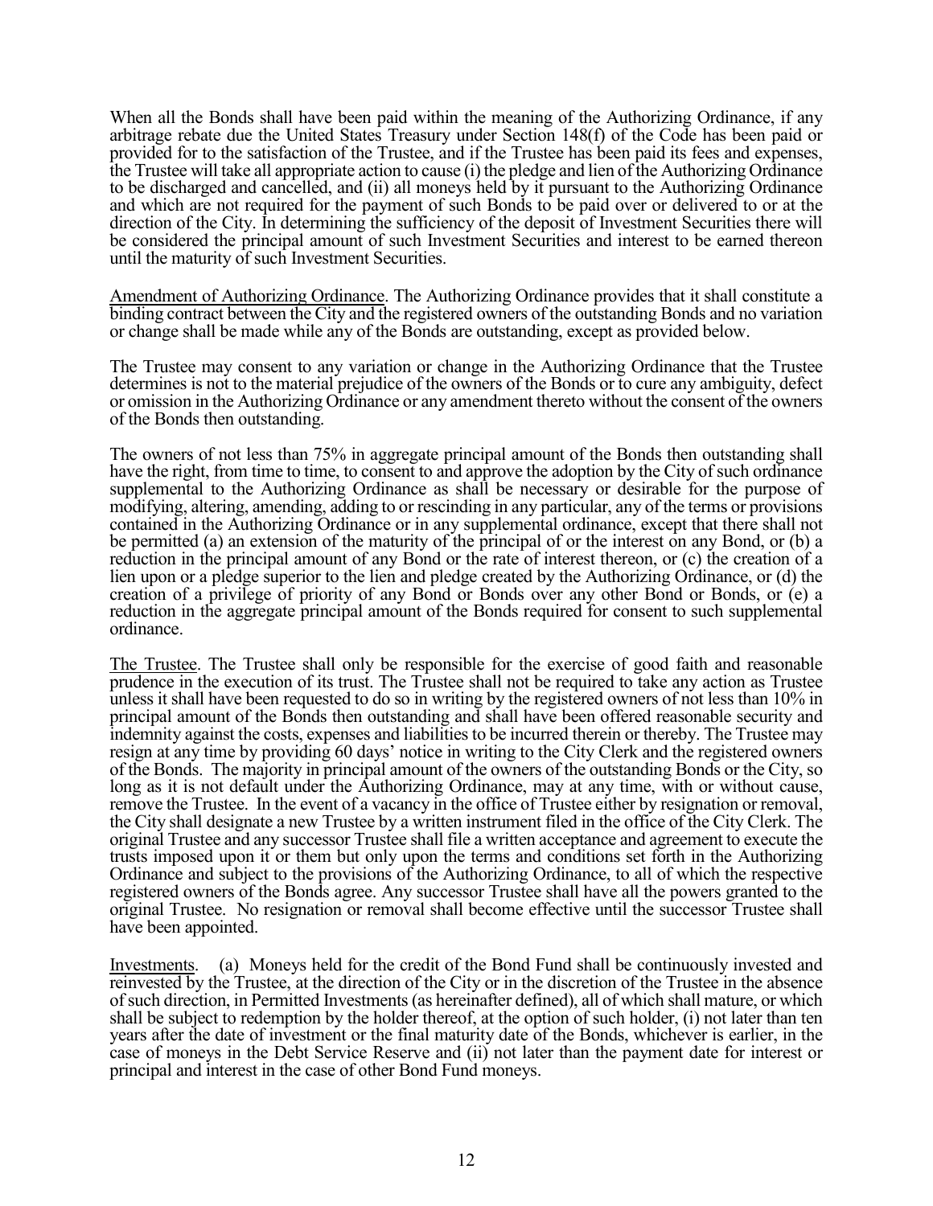When all the Bonds shall have been paid within the meaning of the Authorizing Ordinance, if any arbitrage rebate due the United States Treasury under Section 148(f) of the Code has been paid or provided for to the satisfaction of the Trustee, and if the Trustee has been paid its fees and expenses, the Trustee will take all appropriate action to cause (i) the pledge and lien of the Authorizing Ordinance to be discharged and cancelled, and (ii) all moneys held by it pursuant to the Authorizing Ordinance and which are not required for the payment of such Bonds to be paid over or delivered to or at the direction of the City. In determining the sufficiency of the deposit of Investment Securities there will be considered the principal amount of such Investment Securities and interest to be earned thereon until the maturity of such Investment Securities.

<u>Amendment of Authorizing Ordinance</u>. The Authorizing Ordinance provides that it shall constitute a binding contract between the City and the registered owners of the outstanding Bonds and no variation or change shall be made while any of the Bonds are outstanding, except as provided below.

The Trustee may consent to any variation or change in the Authorizing Ordinance that the Trustee determines is not to the material prejudice of the owners of the Bonds or to cure any ambiguity, defect or omission in the Authorizing Ordinance or any amendment thereto without the consent of the owners of the Bonds then outstanding.

The owners of not less than 75% in aggregate principal amount of the Bonds then outstanding shall have the right, from time to time, to consent to and approve the adoption by the City of such ordinance supplemental to the Authorizing Ordinance as shall be necessary or desirable for the purpose of modifying, altering, amending, adding to or rescinding in any particular, any of the terms or provisions contained in the Authorizing Ordinance or in any supplemental ordinance, except that there shall not be permitted (a) an extension of the maturity of the principal of or the interest on any Bond, or (b) a reduction in the principal amount of any Bond or the rate of interest thereon, or (c) the creation of a lien upon or a pledge superior to the lien and pledge created by the Authorizing Ordinance, or (d) the creation of a privilege of priority of any Bond or Bonds over any other Bond or Bonds, or (e) a reduction in the aggregate principal amount of the Bonds required for consent to such supplemental ordinance.

<u>The Trustee</u>. The Trustee shall only be responsible for the exercise of good faith and reasonable prudence in the execution of its trust. The Trustee shall not be required to take any action as Trustee unless it shall have been requested to do so in writing by the registered owners of not less than 10% in principal amount of the Bonds then outstanding and shall have been offered reasonable security and indemnity against the costs, expenses and liabilities to be incurred therein or thereby. The Trustee may resign at any time by providing 60 days' notice in writing to the City Clerk and the registered owners of the Bonds. The majority in principal amount of the owners of the outstanding Bonds or the City, so long as it is not default under the Authorizing Ordinance, may at any time, with or without cause, remove the Trustee. In the event of a vacancy in the office of Trustee either by resignation or removal, the City shall designate a new Trustee by a written instrument filed in the office of the City Clerk. The original Trustee and any successor Trustee shall file a written acceptance and agreement to execute the trusts imposed upon it or them but only upon the terms and conditions set forth in the Authorizing Ordinance and subject to the provisions of the Authorizing Ordinance, to all of which the respective registered owners of the Bonds agree. Any successor Trustee shall have all the powers granted to the original Trustee. No resignation or removal shall become effective until the successor Trustee shall have been appointed.

<u>Investments</u>. (a) Moneys held for the credit of the Bond Fund shall be continuously invested and reinvested by the Trustee, at the direction of the City or in the discretion of the Trustee in the absence of such direction, in Permitted Investments (as hereinafter defined), all of which shall mature, or which shall be subject to redemption by the holder thereof, at the option of such holder, (i) not later than ten years after the date of investment or the final maturity date of the Bonds, whichever is earlier, in the case of moneys in the Debt Service Reserve and (ii) not later than the payment date for interest or principal and interest in the case of other Bond Fund moneys.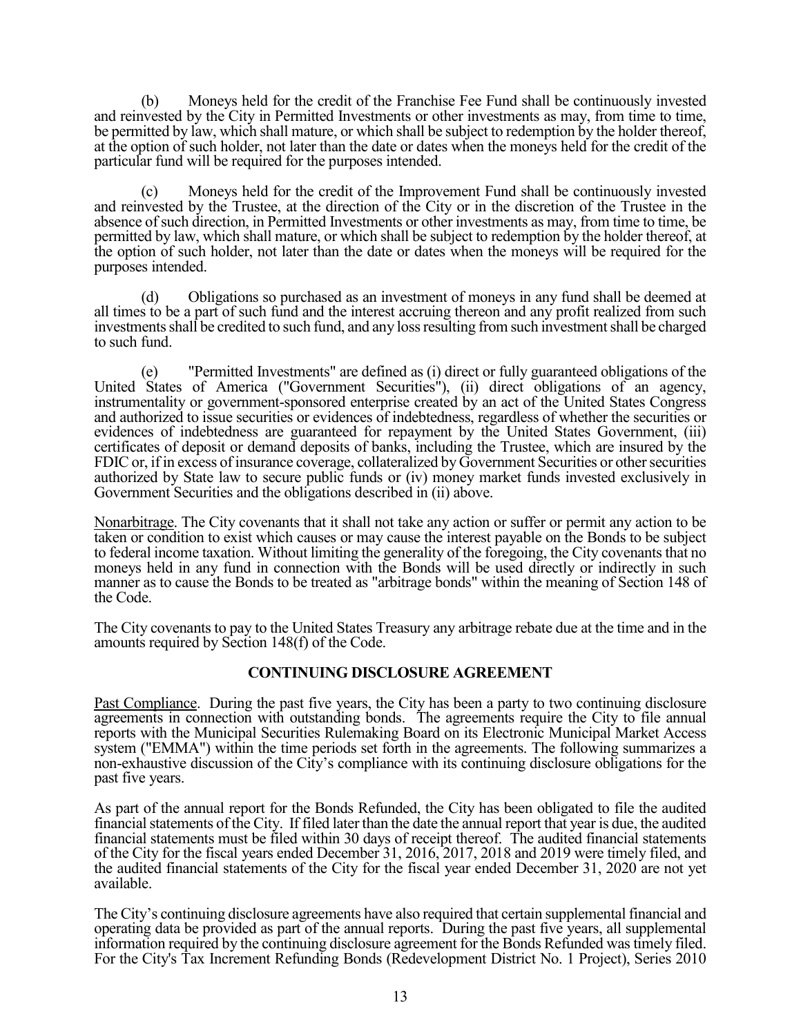(b) Moneys held for the credit of the Franchise Fee Fund shall be continuously invested and reinvested by the City in Permitted Investments or other investments as may, from time to time, be permitted by law, which shall mature, or which shall be subject to redemption by the holder thereof, at the option of such holder, not later than the date or dates when the moneys held for the credit of the particular fund will be required for the purposes intended.

(c) Moneys held for the credit of the Improvement Fund shall be continuously invested and reinvested by the Trustee, at the direction of the City or in the discretion of the Trustee in the absence of such direction, in Permitted Investments or other investments as may, from time to time, be permitted by law, which shall mature, or which shall be subject to redemption by the holder thereof, at the option of such holder, not later than the date or dates when the moneys will be required for the purposes intended.

(d) Obligations so purchased as an investment of moneys in any fund shall be deemed at all times to be a part of such fund and the interest accruing thereon and any profit realized from such investments shall be credited to such fund, and any loss resulting from such investment shall be charged to such fund.

(e) "Permitted Investments" are defined as (i) direct or fully guaranteed obligations of the United States of America ("Government Securities"), (ii) direct obligations of an agency, instrumentality or government-sponsored enterprise created by an act of the United States Congress and authorized to issue securities or evidences of indebtedness, regardless of whether the securities or evidences of indebtedness are guaranteed for repayment by the United States Government, (iii) certificates of deposit or demand deposits of banks, including the Trustee, which are insured by the FDIC or, if in excess of insurance coverage, collateralized by Government Securities or other securities authorized by State law to secure public funds or (iv) money market funds invested exclusively in Government Securities and the obligations described in (ii) above.

Nonarbitrage. The City covenants that it shall not take any action or suffer or permit any action to be taken or condition to exist which causes or may cause the interest payable on the Bonds to be subject to federal income taxation. Without limiting the generality of the foregoing, the City covenants that no moneys held in any fund in connection with the Bonds will be used directly or indirectly in such manner as to cause the Bonds to be treated as "arbitrage bonds" within the meaning of Section 148 of the Code.

The City covenants to pay to the United States Treasury any arbitrage rebate due at the time and in the amounts required by Section 148(f) of the Code.

## CONTINUING DISCLOSURE AGREEMENT

Past Compliance. During the past five years, the City has been a party to two continuing disclosure agreements in connection with outstanding bonds. The agreements require the City to file annual reports with the Municipal Securities Rulemaking Board on its Electronic Municipal Market Access system ("EMMA") within the time periods set forth in the agreements. The following summarizes a non-exhaustive discussion of the City's compliance with its continuing disclosure obligations for the past five years.

As part of the annual report for the Bonds Refunded, the City has been obligated to file the audited financial statements of the City. If filed later than the date the annual report that year is due, the audited financial statements must be filed within 30 days of receipt thereof. The audited financial statements of the City for the fiscal years ended December 31, 2016, 2017, 2018 and 2019 were timely filed, and the audited financial statements of the City for the fiscal year ended December 31, 2020 are not yet available.

The City's continuing disclosure agreements have also required that certain supplemental financial and operating data be provided as part of the annual reports. During the past five years, all supplemental information required by the continuing disclosure agreement for the Bonds Refunded was timely filed. For the City's Tax Increment Refunding Bonds (Redevelopment District No. 1 Project), Series 2010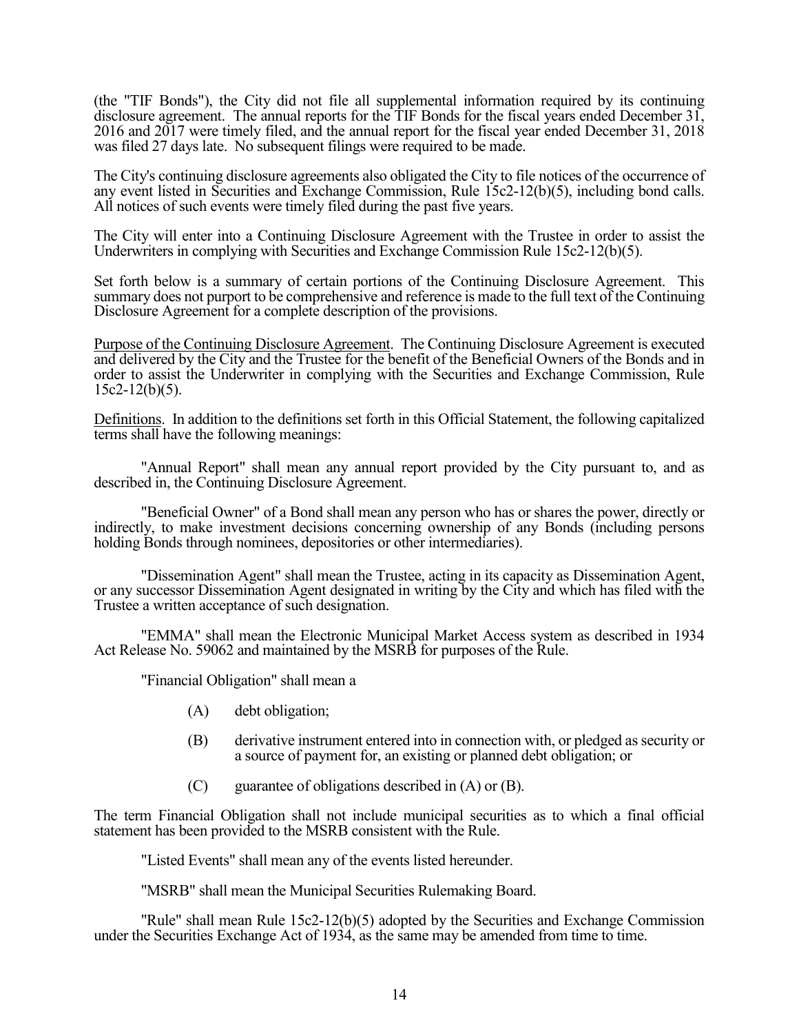(the "TIF Bonds"), the City did not file all supplemental information required by its continuing disclosure agreement. The annual reports for the TIF Bonds for the fiscal years ended December 31, 2016 and 2017 were timely filed, and the annual report for the fiscal year ended December 31, 2018 was filed 27 days late. No subsequent filings were required to be made.

The City's continuing disclosure agreements also obligated the City to file notices of the occurrence of any event listed in Securities and Exchange Commission, Rule 15c2-12(b)(5), including bond calls. All notices of such events were timely filed during the past five years.

The City will enter into a Continuing Disclosure Agreement with the Trustee in order to assist the Underwriters in complying with Securities and Exchange Commission Rule 15c2-12(b)(5).

Set forth below is a summary of certain portions of the Continuing Disclosure Agreement. This summary does not purport to be comprehensive and reference is made to the full text of the Continuing Disclosure Agreement for a complete description of the provisions.

Purpose of the Continuing Disclosure Agreement. The Continuing Disclosure Agreement is executed and delivered by the City and the Trustee for the benefit of the Beneficial Owners of the Bonds and in order to assist the Underwriter in complying with the Securities and Exchange Commission, Rule 15c2-12(b)(5).

Definitions. In addition to the definitions set forth in this Official Statement, the following capitalized terms shall have the following meanings:

"Annual Report" shall mean any annual report provided by the City pursuant to, and as described in, the Continuing Disclosure Agreement.

"Beneficial Owner" of a Bond shall mean any person who has or shares the power, directly or indirectly, to make investment decisions concerning ownership of any Bonds (including persons holding Bonds through nominees, depositories or other intermediaries).

"Dissemination Agent" shall mean the Trustee, acting in its capacity as Dissemination Agent, or any successor Dissemination Agent designated in writing by the City and which has filed with the Trustee a written acceptance of such designation.

"EMMA" shall mean the Electronic Municipal Market Access system as described in 1934 Act Release No. 59062 and maintained by the MSRB for purposes of the Rule.

"Financial Obligation" shall mean a

(A) debt obligation;

(B) derivative instrument entered into in connection with, or pledged as security or a source of payment for, an existing or planned debt obligation; or

(C) guarantee of obligations described in (A) or (B).

The term Financial Obligation shall not include municipal securities as to which a final official statement has been provided to the MSRB consistent with the Rule.

"Listed Events" shall mean any of the events listed hereunder.

"MSRB" shall mean the Municipal Securities Rulemaking Board.

"Rule" shall mean Rule 15c2-12(b)(5) adopted by the Securities and Exchange Commission under the Securities Exchange Act of 1934, as the same may be amended from time to time.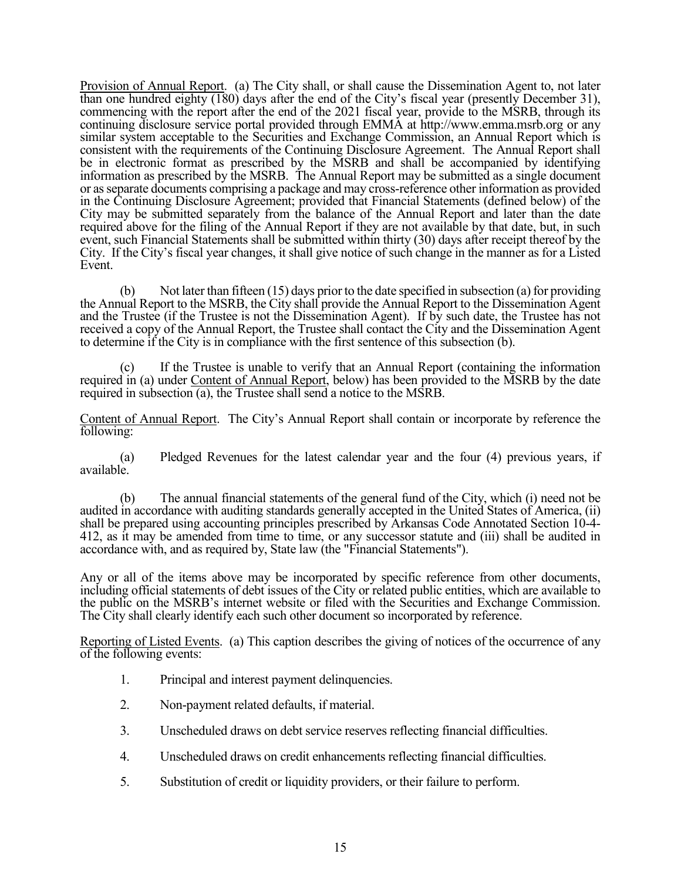Provision of Annual Report. (a) The City shall, or shall cause the Dissemination Agent to, not later than one hundred eighty (180) days after the end of the City's fiscal year (presently December 31), commencing with the report after the end of the 2021 fiscal year, provide to the MSRB, through its continuing disclosure service portal provided through EMMA at http://www.emma.msrb.org or any similar system acceptable to the Securities and Exchange Commission, an Annual Report which is consistent with the requirements of the Continuing Disclosure Agreement. The Annual Report shall be in electronic format as prescribed by the MSRB and shall be accompanied by identifying information as prescribed by the MSRB. The Annual Report may be submitted as a single document or as separate documents comprising a package and may cross-reference other information as provided in the Continuing Disclosure Agreement; provided that Financial Statements (defined below) of the City may be submitted separately from the balance of the Annual Report and later than the date required above for the filing of the Annual Report if they are not available by that date, but, in such event, such Financial Statements shall be submitted within thirty (30) days after receipt thereof by the City. If the City's fiscal year changes, it shall give notice of such change in the manner as for a Listed Event.

(b) Not later than fifteen (15) days prior to the date specified in subsection (a) for providing the Annual Report to the MSRB, the City shall provide the Annual Report to the Dissemination Agent and the Trustee (if the Trustee is not the Dissemination Agent). If by such date, the Trustee has not received a copy of the Annual Report, the Trustee shall contact the City and the Dissemination Agent to determine if the City is in compliance with the first sentence of this subsection (b).

(c) If the Trustee is unable to verify that an Annual Report (containing the information required in (a) under Content of Annual Report, below) has been provided to the MSRB by the date required in subsection (a), the Trustee shall send a notice to the MSRB.

Content of Annual Report. The City's Annual Report shall contain or incorporate by reference the following:

(a) Pledged Revenues for the latest calendar year and the four (4) previous years, if available.

(b) The annual financial statements of the general fund of the City, which (i) need not be audited in accordance with auditing standards generally accepted in the United States of America, (ii) shall be prepared using accounting principles prescribed by Arkansas Code Annotated Section 10-4-412, as it may be amended from time to time, or any successor statute and (iii) shall be audited in accordance with, and as required by, State law (the "Financial Statements").

Any or all of the items above may be incorporated by specific reference from other documents, including official statements of debt issues of the City or related public entities, which are available to the public on the MSRB's internet website or filed with the Securities and Exchange Commission. The City shall clearly identify each such other document so incorporated by reference.

Reporting of Listed Events. (a) This caption describes the giving of notices of the occurrence of any of the following events:

1. Principal and interest payment delinquencies.

2. Non-payment related defaults, if material.

3. Unscheduled draws on debt service reserves reflecting financial difficulties.

4. Unscheduled draws on credit enhancements reflecting financial difficulties.

5. Substitution of credit or liquidity providers, or their failure to perform.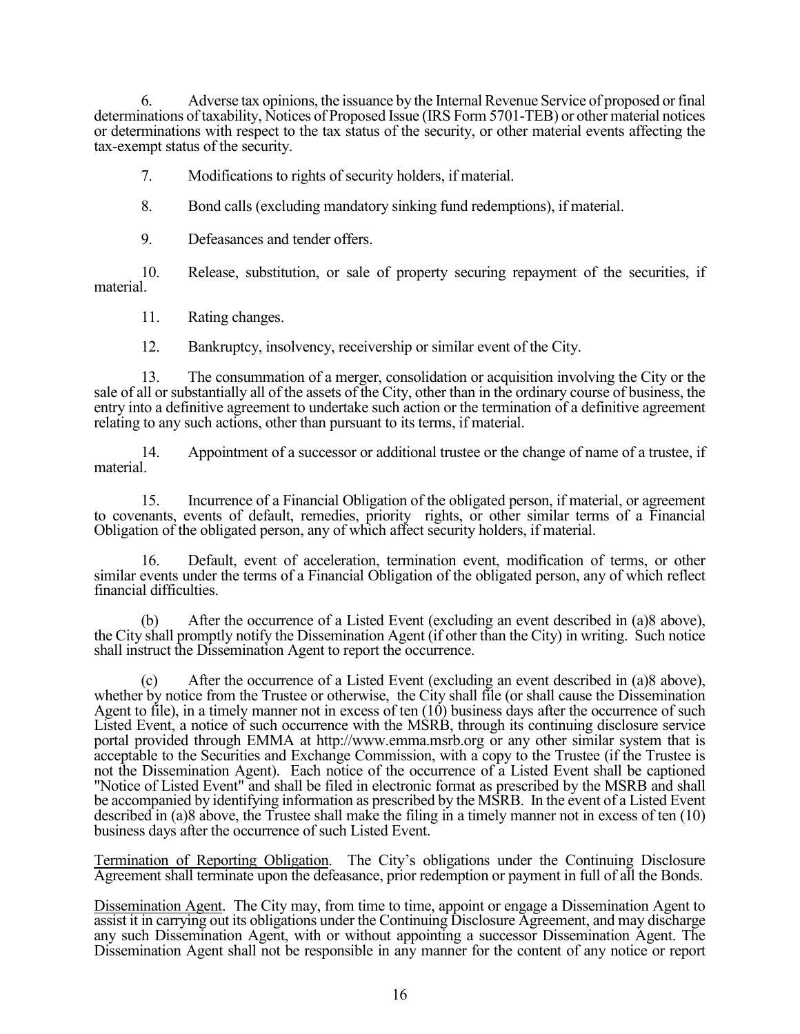6. Adverse tax opinions, the issuance by the Internal Revenue Service of proposed or final determinations of taxability, Notices of Proposed Issue (IRS Form 5701-TEB) or other material notices or determinations with respect to the tax status of the security, or other material events affecting the tax-exempt status of the security.

7. Modifications to rights of security holders, if material.

8. Bond calls (excluding mandatory sinking fund redemptions), if material.

9. Defeasances and tender offers.

10. Release, substitution, or sale of property securing repayment of the securities, if material.

11. Rating changes.

12. Bankruptcy, insolvency, receivership or similar event of the City.

13. The consummation of a merger, consolidation or acquisition involving the City or the sale of all or substantially all of the assets of the City, other than in the ordinary course of business, the entry into a definitive agreement to undertake such action or the termination of a definitive agreement relating to any such actions, other than pursuant to its terms, if material.

14. Appointment of a successor or additional trustee or the change of name of a trustee, if material.

15. Incurrence of a Financial Obligation of the obligated person, if material, or agreement to covenants, events of default, remedies, priority rights, or other similar terms of a Financial Obligation of the obligated person, any of which affect security holders, if material.

16. Default, event of acceleration, termination event, modification of terms, or other similar events under the terms of a Financial Obligation of the obligated person, any of which reflect financial difficulties.

(b) After the occurrence of a Listed Event (excluding an event described in (a)8 above), the City shall promptly notify the Dissemination Agent (if other than the City) in writing. Such notice shall instruct the Dissemination Agent to report the occurrence.

(c) After the occurrence of a Listed Event (excluding an event described in (a)8 above), whether by notice from the Trustee or otherwise, the City shall file (or shall cause the Dissemination Agent to file), in a timely manner not in excess of ten (10) business days after the occurrence of such Listed Event, a notice of such occurrence with the MSRB, through its continuing disclosure service portal provided through EMMA at http://www.emma.msrb.org or any other similar system that is acceptable to the Securities and Exchange Commission, with a copy to the Trustee (if the Trustee is not the Dissemination Agent). Each notice of the occurrence of a Listed Event shall be captioned "Notice of Listed Event" and shall be filed in electronic format as prescribed by the MSRB and shall be accompanied by identifying information as prescribed by the MSRB. In the event of a Listed Event described in (a)8 above, the Trustee shall make the filing in a timely manner not in excess of ten (10) business days after the occurrence of such Listed Event.

Termination of Reporting Obligation. The City's obligations under the Continuing Disclosure Agreement shall terminate upon the defeasance, prior redemption or payment in full of all the Bonds.

Dissemination Agent. The City may, from time to time, appoint or engage a Dissemination Agent to assist it in carrying out its obligations under the Continuing Disclosure Agreement, and may discharge any such Dissemination Agent, with or without appointing a successor Dissemination Agent. The Dissemination Agent shall not be responsible in any manner for the content of any notice or report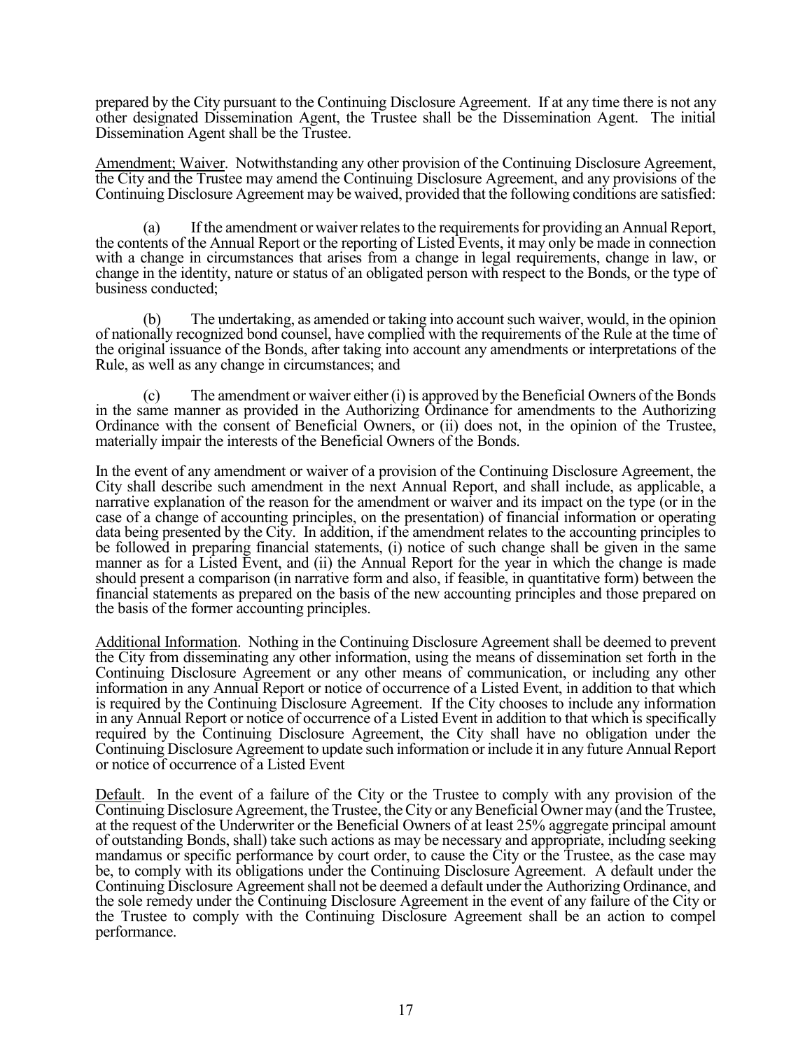prepared by the City pursuant to the Continuing Disclosure Agreement. If at any time there is not any other designated Dissemination Agent, the Trustee shall be the Dissemination Agent. The initial Dissemination Agent shall be the Trustee.

Amendment; Waiver. Notwithstanding any other provision of the Continuing Disclosure Agreement, the City and the Trustee may amend the Continuing Disclosure Agreement, and any provisions of the Continuing Disclosure Agreement may be waived, provided that the following conditions are satisfied:

(a) If the amendment or waiver relates to the requirements for providing an Annual Report, the contents of the Annual Report or the reporting of Listed Events, it may only be made in connection with a change in circumstances that arises from a change in legal requirements, change in law, or change in the identity, nature or status of an obligated person with respect to the Bonds, or the type of business conducted;

(b) The undertaking, as amended or taking into account such waiver, would, in the opinion of nationally recognized bond counsel, have complied with the requirements of the Rule at the time of the original issuance of the Bonds, after taking into account any amendments or interpretations of the Rule, as well as any change in circumstances; and

(c) The amendment or waiver either (i) is approved by the Beneficial Owners of the Bonds in the same manner as provided in the Authorizing Ordinance for amendments to the Authorizing Ordinance with the consent of Beneficial Owners, or (ii) does not, in the opinion of the Trustee, materially impair the interests of the Beneficial Owners of the Bonds.

In the event of any amendment or waiver of a provision of the Continuing Disclosure Agreement, the City shall describe such amendment in the next Annual Report, and shall include, as applicable, a narrative explanation of the reason for the amendment or waiver and its impact on the type (or in the case of a change of accounting principles, on the presentation) of financial information or operating data being presented by the City. In addition, if the amendment relates to the accounting principles to be followed in preparing financial statements, (i) notice of such change shall be given in the same manner as for a Listed Event, and (ii) the Annual Report for the year in which the change is made should present a comparison (in narrative form and also, if feasible, in quantitative form) between the financial statements as prepared on the basis of the new accounting principles and those prepared on the basis of the former accounting principles.

Additional Information. Nothing in the Continuing Disclosure Agreement shall be deemed to prevent the City from disseminating any other information, using the means of dissemination set forth in the Continuing Disclosure Agreement or any other means of communication, or including any other information in any Annual Report or notice of occurrence of a Listed Event, in addition to that which is required by the Continuing Disclosure Agreement. If the City chooses to include any information in any Annual Report or notice of occurrence of a Listed Event in addition to that which is specifically required by the Continuing Disclosure Agreement, the City shall have no obligation under the Continuing Disclosure Agreement to update such information or include it in any future Annual Report or notice of occurrence of a Listed Event

Default. In the event of a failure of the City or the Trustee to comply with any provision of the Continuing Disclosure Agreement, the Trustee, the City or any Beneficial Owner may (and the Trustee, at the request of the Underwriter or the Beneficial Owners of at least 25% aggregate principal amount of outstanding Bonds, shall) take such actions as may be necessary and appropriate, including seeking mandamus or specific performance by court order, to cause the City or the Trustee, as the case may be, to comply with its obligations under the Continuing Disclosure Agreement. A default under the Continuing Disclosure Agreement shall not be deemed a default under the Authorizing Ordinance, and the sole remedy under the Continuing Disclosure Agreement in the event of any failure of the City or the Trustee to comply with the Continuing Disclosure Agreement shall be an action to compel performance.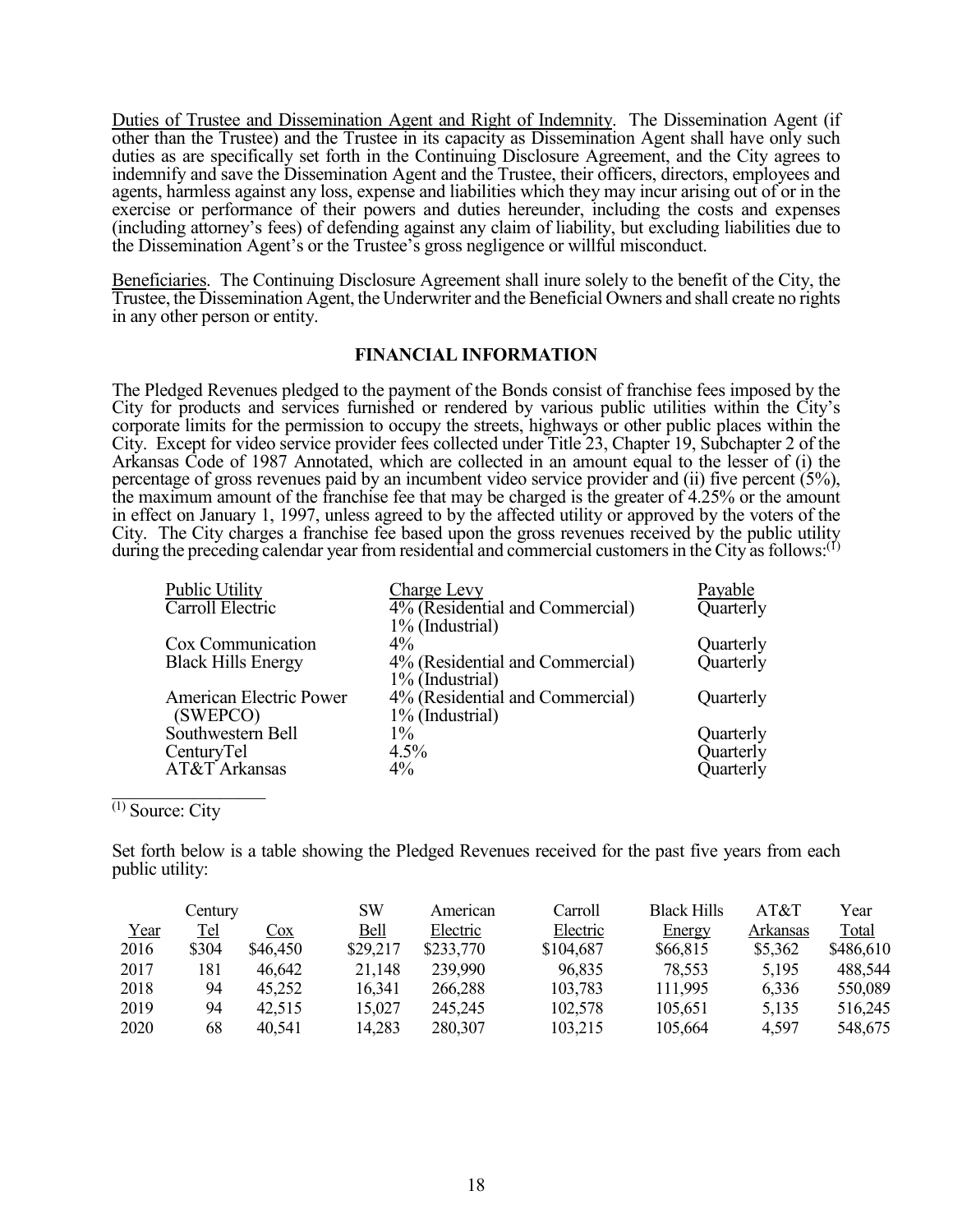Duties of Trustee and Dissemination Agent and Right of Indemnity. The Dissemination Agent (if other than the Trustee) and the Trustee in its capacity as Dissemination Agent shall have only such duties as are specifically set forth in the Continuing Disclosure Agreement, and the City agrees to indemnify and save the Dissemination Agent and the Trustee, their officers, directors, employees and agents, harmless against any loss, expense and liabilities which they may incur arising out of or in the exercise or performance of their powers and duties hereunder, including the costs and expenses (including attorney's fees) of defending against any claim of liability, but excluding liabilities due to the Dissemination Agent's or the Trustee's gross negligence or willful misconduct.

Beneficiaries. The Continuing Disclosure Agreement shall inure solely to the benefit of the City, the Trustee, the Dissemination Agent, the Underwriter and the Beneficial Owners and shall create no rights in any other person or entity.

## FINANCIAL INFORMATION

The Pledged Revenues pledged to the payment of the Bonds consist of franchise fees imposed by the City for products and services furnished or rendered by various public utilities within the City's corporate limits for the permission to occupy the streets, highways or other public places within the City. Except for video service provider fees collected under Title 23, Chapter 19, Subchapter 2 of the Arkansas Code of 1987 Annotated, which are collected in an amount equal to the lesser of (i) the percentage of gross revenues paid by an incumbent video service provider and (ii) five percent (5%), the maximum amount of the franchise fee that may be charged is the greater of 4.25% or the amount in effect on January 1, 1997, unless agreed to by the affected utility or approved by the voters of the City. The City charges a franchise fee based upon the gross revenues received by the public utility during the preceding calendar year from residential and commercial customers in the City as follows:[(1)]

| Public Utility | Charge Levy | Payable |
|---|---|---|
| Carroll Electric | 4% (Residential and Commercial)<br>1% (Industrial) | Quarterly |
| Cox Communication | 4% | Quarterly |
| Black Hills Energy | 4% (Residential and Commercial)<br>1% (Industrial) | Quarterly |
| American Electric Power (SWEPCO) | 4% (Residential and Commercial)<br>1% (Industrial) | Quarterly |
| Southwestern Bell | 1% | Quarterly |
| CenturyTel | 4.5% | Quarterly |
| AT&T Arkansas | 4% | Quarterly |

(1) Source: City

Set forth below is a table showing the Pledged Revenues received for the past five years from each public utility:

| Year | Century Tel | Cox | SW Bell | American Electric | Carroll Electric | Black Hills Energy | AT&T Arkansas | Year Total |
|---|---|---|---|---|---|---|---|---|
| 2016 | $304 | $46,450 | $29,217 | $233,770 | $104,687 | $66,815 | $5,362 | $486,610 |
| 2017 | 181 | 46,642 | 21,148 | 239,990 | 96,835 | 78,553 | 5,195 | 488,544 |
| 2018 | 94 | 45,252 | 16,341 | 266,288 | 103,783 | 111,995 | 6,336 | 550,089 |
| 2019 | 94 | 42,515 | 15,027 | 245,245 | 102,578 | 105,651 | 5,135 | 516,245 |
| 2020 | 68 | 40,541 | 14,283 | 280,307 | 103,215 | 105,664 | 4,597 | 548,675 |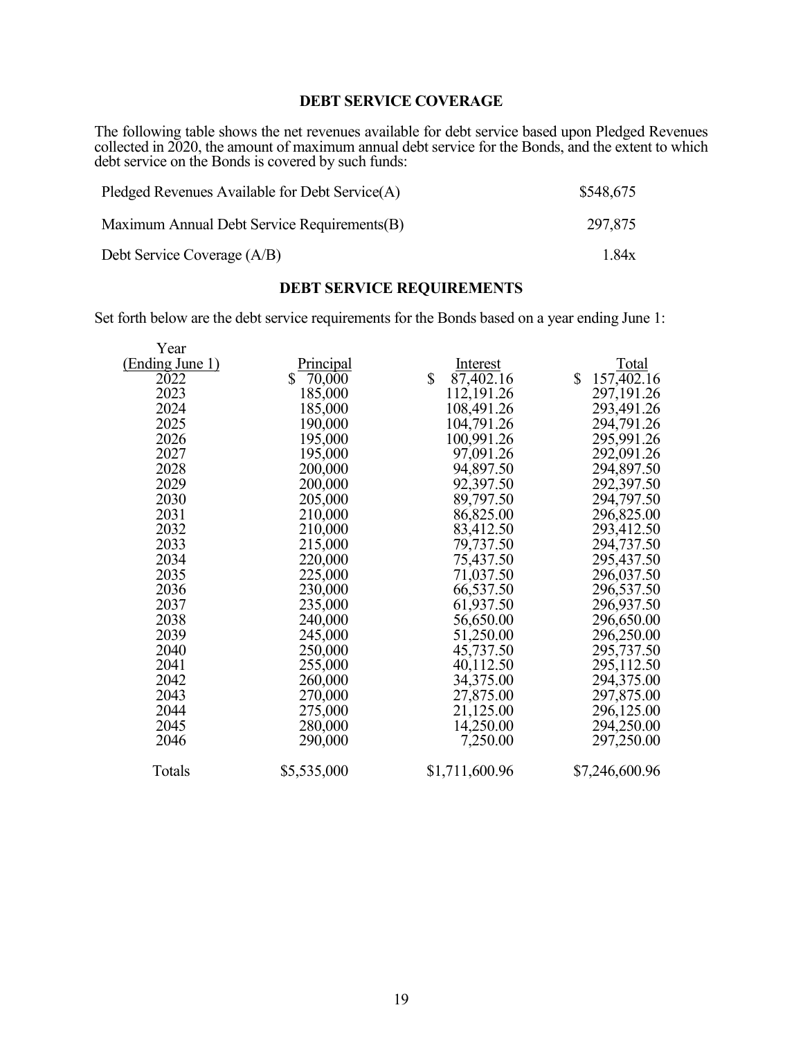## DEBT SERVICE COVERAGE

The following table shows the net revenues available for debt service based upon Pledged Revenues collected in 2020, the amount of maximum annual debt service for the Bonds, and the extent to which debt service on the Bonds is covered by such funds:

| | |
|---|---|
| Pledged Revenues Available for Debt Service(A) | $548,675 |
| Maximum Annual Debt Service Requirements(B) | 297,875 |
| Debt Service Coverage (A/B) | 1.84x |

## DEBT SERVICE REQUIREMENTS

Set forth below are the debt service requirements for the Bonds based on a year ending June 1:

| Year (Ending June 1) | Principal | Interest | Total |
|---|---|---|---|
| 2022 | $ 70,000 | $ 87,402.16 | $ 157,402.16 |
| 2023 | 185,000 | 112,191.26 | 297,191.26 |
| 2024 | 185,000 | 108,491.26 | 293,491.26 |
| 2025 | 190,000 | 104,791.26 | 294,791.26 |
| 2026 | 195,000 | 100,991.26 | 295,991.26 |
| 2027 | 195,000 | 97,091.26 | 292,091.26 |
| 2028 | 200,000 | 94,897.50 | 294,897.50 |
| 2029 | 200,000 | 92,397.50 | 292,397.50 |
| 2030 | 205,000 | 89,797.50 | 294,797.50 |
| 2031 | 210,000 | 86,825.00 | 296,825.00 |
| 2032 | 210,000 | 83,412.50 | 293,412.50 |
| 2033 | 215,000 | 79,737.50 | 294,737.50 |
| 2034 | 220,000 | 75,437.50 | 295,437.50 |
| 2035 | 225,000 | 71,037.50 | 296,037.50 |
| 2036 | 230,000 | 66,537.50 | 296,537.50 |
| 2037 | 235,000 | 61,937.50 | 296,937.50 |
| 2038 | 240,000 | 56,650.00 | 296,650.00 |
| 2039 | 245,000 | 51,250.00 | 296,250.00 |
| 2040 | 250,000 | 45,737.50 | 295,737.50 |
| 2041 | 255,000 | 40,112.50 | 295,112.50 |
| 2042 | 260,000 | 34,375.00 | 294,375.00 |
| 2043 | 270,000 | 27,875.00 | 297,875.00 |
| 2044 | 275,000 | 21,125.00 | 296,125.00 |
| 2045 | 280,000 | 14,250.00 | 294,250.00 |
| 2046 | 290,000 | 7,250.00 | 297,250.00 |
| Totals | $5,535,000 | $1,711,600.96 | $7,246,600.96 |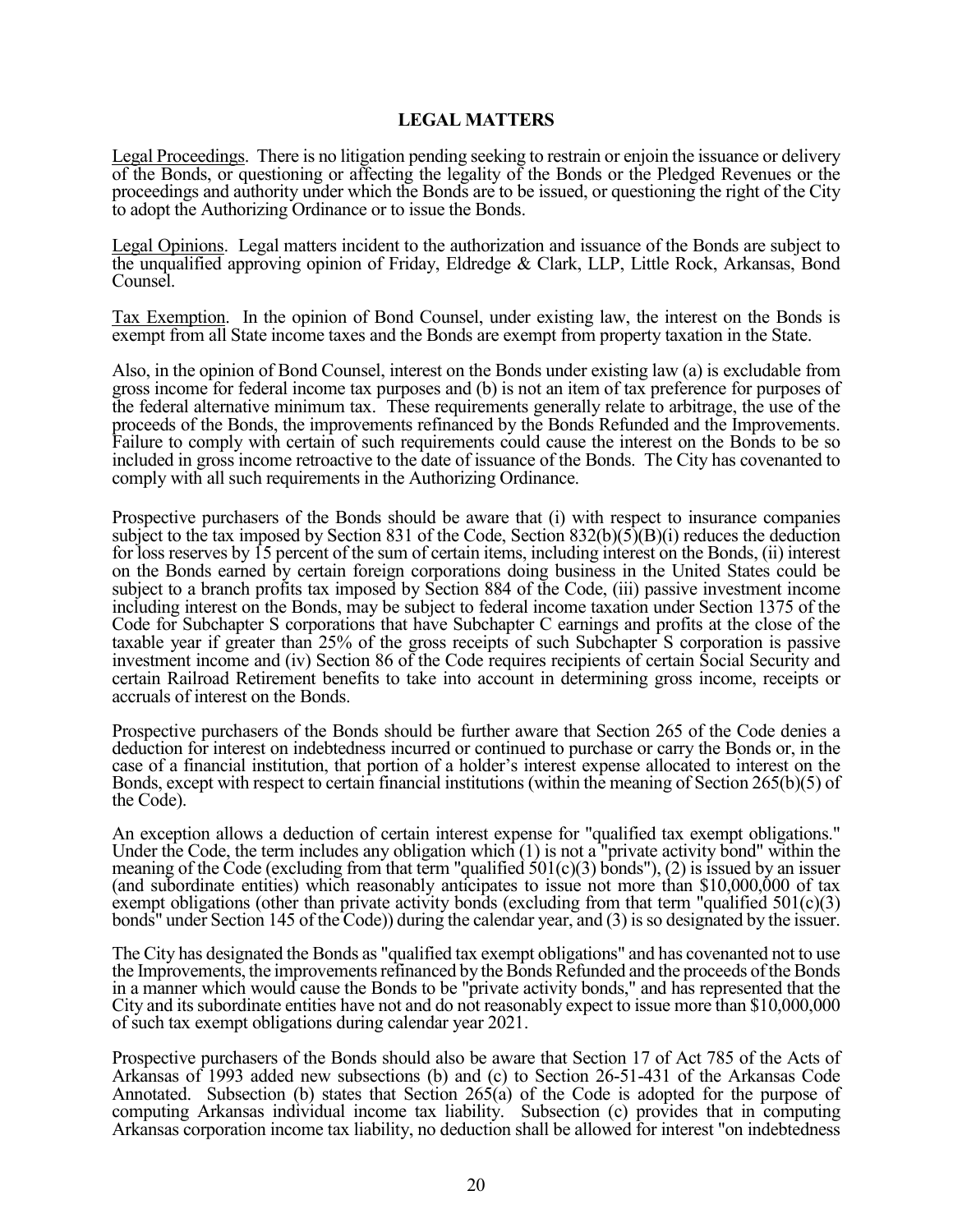## LEGAL MATTERS

Legal Proceedings. There is no litigation pending seeking to restrain or enjoin the issuance or delivery of the Bonds, or questioning or affecting the legality of the Bonds or the Pledged Revenues or the proceedings and authority under which the Bonds are to be issued, or questioning the right of the City to adopt the Authorizing Ordinance or to issue the Bonds.

Legal Opinions. Legal matters incident to the authorization and issuance of the Bonds are subject to the unqualified approving opinion of Friday, Eldredge & Clark, LLP, Little Rock, Arkansas, Bond Counsel.

Tax Exemption. In the opinion of Bond Counsel, under existing law, the interest on the Bonds is exempt from all State income taxes and the Bonds are exempt from property taxation in the State.

Also, in the opinion of Bond Counsel, interest on the Bonds under existing law (a) is excludable from gross income for federal income tax purposes and (b) is not an item of tax preference for purposes of the federal alternative minimum tax. These requirements generally relate to arbitrage, the use of the proceeds of the Bonds, the improvements refinanced by the Bonds Refunded and the Improvements. Failure to comply with certain of such requirements could cause the interest on the Bonds to be so included in gross income retroactive to the date of issuance of the Bonds. The City has covenanted to comply with all such requirements in the Authorizing Ordinance.

Prospective purchasers of the Bonds should be aware that (i) with respect to insurance companies subject to the tax imposed by Section 831 of the Code, Section 832(b)(5)(B)(i) reduces the deduction for loss reserves by 15 percent of the sum of certain items, including interest on the Bonds, (ii) interest on the Bonds earned by certain foreign corporations doing business in the United States could be subject to a branch profits tax imposed by Section 884 of the Code, (iii) passive investment income including interest on the Bonds, may be subject to federal income taxation under Section 1375 of the Code for Subchapter S corporations that have Subchapter C earnings and profits at the close of the taxable year if greater than 25% of the gross receipts of such Subchapter S corporation is passive investment income and (iv) Section 86 of the Code requires recipients of certain Social Security and certain Railroad Retirement benefits to take into account in determining gross income, receipts or accruals of interest on the Bonds.

Prospective purchasers of the Bonds should be further aware that Section 265 of the Code denies a deduction for interest on indebtedness incurred or continued to purchase or carry the Bonds or, in the case of a financial institution, that portion of a holder's interest expense allocated to interest on the Bonds, except with respect to certain financial institutions (within the meaning of Section 265(b)(5) of the Code).

An exception allows a deduction of certain interest expense for "qualified tax exempt obligations." Under the Code, the term includes any obligation which (1) is not a "private activity bond" within the meaning of the Code (excluding from that term "qualified 501(c)(3) bonds"), (2) is issued by an issuer (and subordinate entities) which reasonably anticipates to issue not more than $10,000,000 of tax exempt obligations (other than private activity bonds (excluding from that term "qualified 501(c)(3) bonds" under Section 145 of the Code)) during the calendar year, and (3) is so designated by the issuer.

The City has designated the Bonds as "qualified tax exempt obligations" and has covenanted not to use the Improvements, the improvements refinanced by the Bonds Refunded and the proceeds of the Bonds in a manner which would cause the Bonds to be "private activity bonds," and has represented that the City and its subordinate entities have not and do not reasonably expect to issue more than $10,000,000 of such tax exempt obligations during calendar year 2021.

Prospective purchasers of the Bonds should also be aware that Section 17 of Act 785 of the Acts of Arkansas of 1993 added new subsections (b) and (c) to Section 26-51-431 of the Arkansas Code Annotated. Subsection (b) states that Section 265(a) of the Code is adopted for the purpose of computing Arkansas individual income tax liability. Subsection (c) provides that in computing Arkansas corporation income tax liability, no deduction shall be allowed for interest "on indebtedness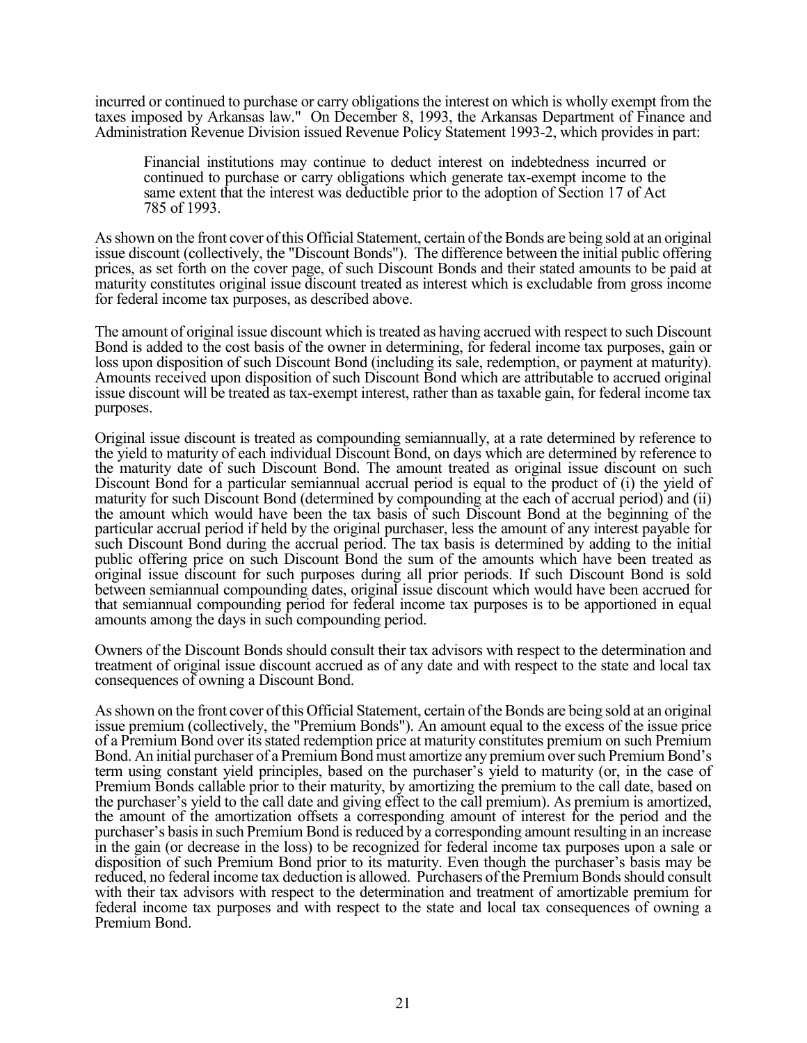incurred or continued to purchase or carry obligations the interest on which is wholly exempt from the taxes imposed by Arkansas law." On December 8, 1993, the Arkansas Department of Finance and Administration Revenue Division issued Revenue Policy Statement 1993-2, which provides in part:

> Financial institutions may continue to deduct interest on indebtedness incurred or continued to purchase or carry obligations which generate tax-exempt income to the same extent that the interest was deductible prior to the adoption of Section 17 of Act 785 of 1993.

As shown on the front cover of this Official Statement, certain of the Bonds are being sold at an original issue discount (collectively, the "Discount Bonds"). The difference between the initial public offering prices, as set forth on the cover page, of such Discount Bonds and their stated amounts to be paid at maturity constitutes original issue discount treated as interest which is excludable from gross income for federal income tax purposes, as described above.

The amount of original issue discount which is treated as having accrued with respect to such Discount Bond is added to the cost basis of the owner in determining, for federal income tax purposes, gain or loss upon disposition of such Discount Bond (including its sale, redemption, or payment at maturity). Amounts received upon disposition of such Discount Bond which are attributable to accrued original issue discount will be treated as tax-exempt interest, rather than as taxable gain, for federal income tax purposes.

Original issue discount is treated as compounding semiannually, at a rate determined by reference to the yield to maturity of each individual Discount Bond, on days which are determined by reference to the maturity date of such Discount Bond. The amount treated as original issue discount on such Discount Bond for a particular semiannual accrual period is equal to the product of (i) the yield of maturity for such Discount Bond (determined by compounding at the each of accrual period) and (ii) the amount which would have been the tax basis of such Discount Bond at the beginning of the particular accrual period if held by the original purchaser, less the amount of any interest payable for such Discount Bond during the accrual period. The tax basis is determined by adding to the initial public offering price on such Discount Bond the sum of the amounts which have been treated as original issue discount for such purposes during all prior periods. If such Discount Bond is sold between semiannual compounding dates, original issue discount which would have been accrued for that semiannual compounding period for federal income tax purposes is to be apportioned in equal amounts among the days in such compounding period.

Owners of the Discount Bonds should consult their tax advisors with respect to the determination and treatment of original issue discount accrued as of any date and with respect to the state and local tax consequences of owning a Discount Bond.

As shown on the front cover of this Official Statement, certain of the Bonds are being sold at an original issue premium (collectively, the "Premium Bonds"). An amount equal to the excess of the issue price of a Premium Bond over its stated redemption price at maturity constitutes premium on such Premium Bond. An initial purchaser of a Premium Bond must amortize any premium over such Premium Bond's term using constant yield principles, based on the purchaser's yield to maturity (or, in the case of Premium Bonds callable prior to their maturity, by amortizing the premium to the call date, based on the purchaser's yield to the call date and giving effect to the call premium). As premium is amortized, the amount of the amortization offsets a corresponding amount of interest for the period and the purchaser's basis in such Premium Bond is reduced by a corresponding amount resulting in an increase in the gain (or decrease in the loss) to be recognized for federal income tax purposes upon a sale or disposition of such Premium Bond prior to its maturity. Even though the purchaser's basis may be reduced, no federal income tax deduction is allowed. Purchasers of the Premium Bonds should consult with their tax advisors with respect to the determination and treatment of amortizable premium for federal income tax purposes and with respect to the state and local tax consequences of owning a Premium Bond.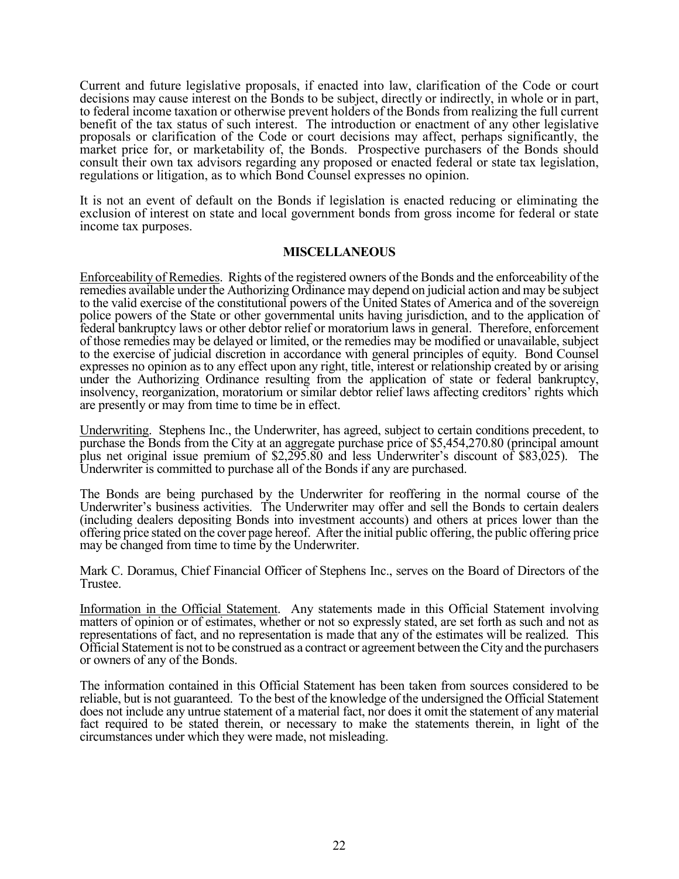Current and future legislative proposals, if enacted into law, clarification of the Code or court decisions may cause interest on the Bonds to be subject, directly or indirectly, in whole or in part, to federal income taxation or otherwise prevent holders of the Bonds from realizing the full current benefit of the tax status of such interest. The introduction or enactment of any other legislative proposals or clarification of the Code or court decisions may affect, perhaps significantly, the market price for, or marketability of, the Bonds. Prospective purchasers of the Bonds should consult their own tax advisors regarding any proposed or enacted federal or state tax legislation, regulations or litigation, as to which Bond Counsel expresses no opinion.

It is not an event of default on the Bonds if legislation is enacted reducing or eliminating the exclusion of interest on state and local government bonds from gross income for federal or state income tax purposes.

## MISCELLANEOUS

Enforceability of Remedies. Rights of the registered owners of the Bonds and the enforceability of the remedies available under the Authorizing Ordinance may depend on judicial action and may be subject to the valid exercise of the constitutional powers of the United States of America and of the sovereign police powers of the State or other governmental units having jurisdiction, and to the application of federal bankruptcy laws or other debtor relief or moratorium laws in general. Therefore, enforcement of those remedies may be delayed or limited, or the remedies may be modified or unavailable, subject to the exercise of judicial discretion in accordance with general principles of equity. Bond Counsel expresses no opinion as to any effect upon any right, title, interest or relationship created by or arising under the Authorizing Ordinance resulting from the application of state or federal bankruptcy, insolvency, reorganization, moratorium or similar debtor relief laws affecting creditors' rights which are presently or may from time to time be in effect.

Underwriting. Stephens Inc., the Underwriter, has agreed, subject to certain conditions precedent, to purchase the Bonds from the City at an aggregate purchase price of $5,454,270.80 (principal amount plus net original issue premium of $2,295.80 and less Underwriter's discount of $83,025). The Underwriter is committed to purchase all of the Bonds if any are purchased.

The Bonds are being purchased by the Underwriter for reoffering in the normal course of the Underwriter's business activities. The Underwriter may offer and sell the Bonds to certain dealers (including dealers depositing Bonds into investment accounts) and others at prices lower than the offering price stated on the cover page hereof. After the initial public offering, the public offering price may be changed from time to time by the Underwriter.

Mark C. Doramus, Chief Financial Officer of Stephens Inc., serves on the Board of Directors of the Trustee.

Information in the Official Statement. Any statements made in this Official Statement involving matters of opinion or of estimates, whether or not so expressly stated, are set forth as such and not as representations of fact, and no representation is made that any of the estimates will be realized. This Official Statement is not to be construed as a contract or agreement between the City and the purchasers or owners of any of the Bonds.

The information contained in this Official Statement has been taken from sources considered to be reliable, but is not guaranteed. To the best of the knowledge of the undersigned the Official Statement does not include any untrue statement of a material fact, nor does it omit the statement of any material fact required to be stated therein, or necessary to make the statements therein, in light of the circumstances under which they were made, not misleading.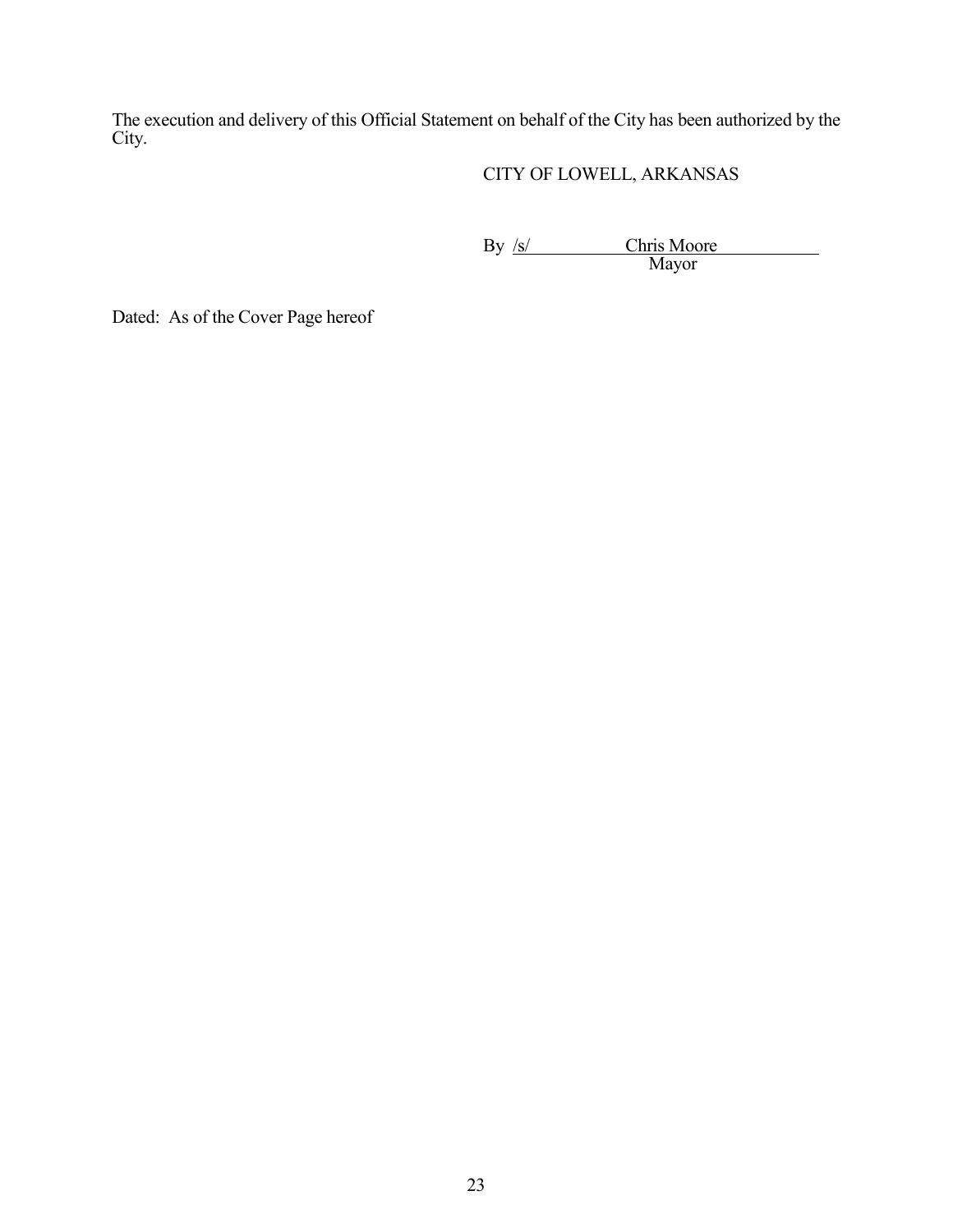The execution and delivery of this Official Statement on behalf of the City has been authorized by the City.

CITY OF LOWELL, ARKANSAS

By /s/ Chris Moore
Mayor

Dated: As of the Cover Page hereof